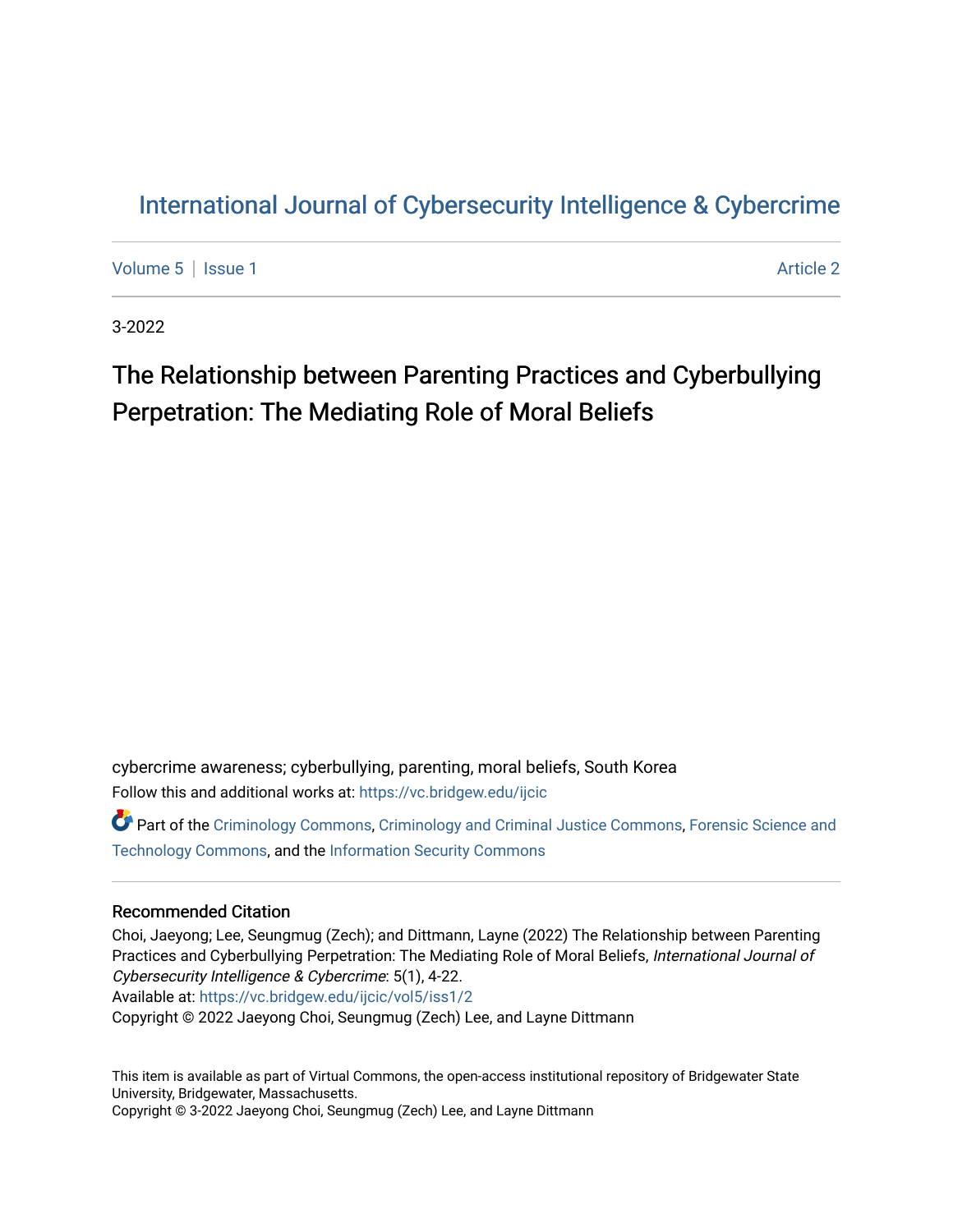# International Journal of Cybersecurity Intelligence & Cybercrime

Volume 5 | Issue 1 Article 2

3-2022

## The Relationship between Parenting Practices and Cyberbullying Perpetration: The Mediating Role of Moral Beliefs

cybercrime awareness; cyberbullying, parenting, moral beliefs, South Korea

Follow this and additional works at: https://vc.bridgew.edu/ijcic

Part of the Criminology Commons, Criminology and Criminal Justice Commons, Forensic Science and Technology Commons, and the Information Security Commons

### Recommended Citation

Choi, Jaeyong; Lee, Seungmug (Zech); and Dittmann, Layne (2022) The Relationship between Parenting Practices and Cyberbullying Perpetration: The Mediating Role of Moral Beliefs, *International Journal of Cybersecurity Intelligence & Cybercrime*: 5(1), 4-22.

Available at: https://vc.bridgew.edu/ijcic/vol5/iss1/2

Copyright © 2022 Jaeyong Choi, Seungmug (Zech) Lee, and Layne Dittmann

This item is available as part of Virtual Commons, the open-access institutional repository of Bridgewater State University, Bridgewater, Massachusetts.

Copyright © 3-2022 Jaeyong Choi, Seungmug (Zech) Lee, and Layne Dittmann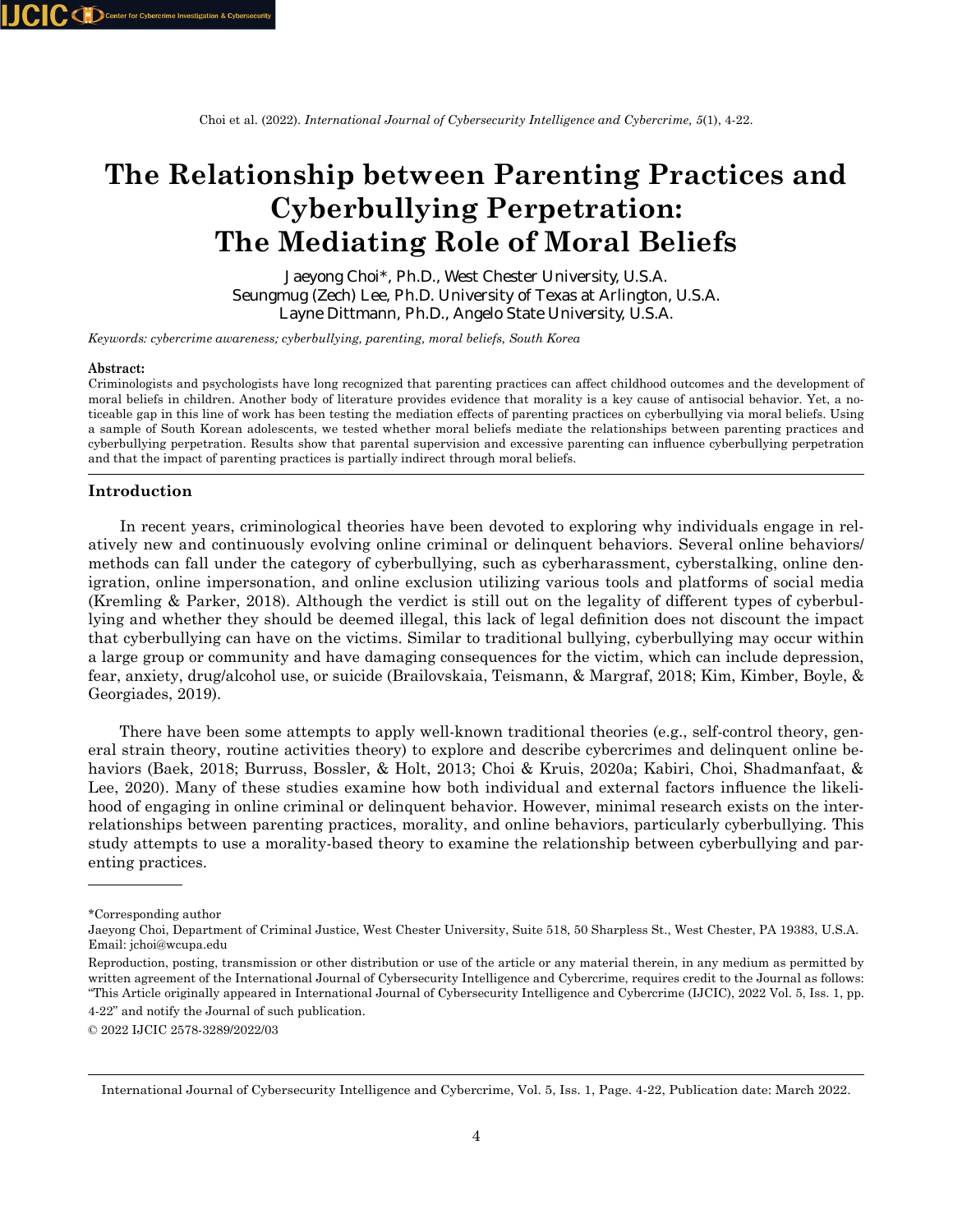# The Relationship between Parenting Practices and Cyberbullying Perpetration: The Mediating Role of Moral Beliefs

Jaeyong Choi*, Ph.D., West Chester University, U.S.A.
Seungmug (Zech) Lee, Ph.D. University of Texas at Arlington, U.S.A.
Layne Dittmann, Ph.D., Angelo State University, U.S.A.

*Keywords: cybercrime awareness; cyberbullying, parenting, moral beliefs, South Korea*

**Abstract:**

Criminologists and psychologists have long recognized that parenting practices can affect childhood outcomes and the development of moral beliefs in children. Another body of literature provides evidence that morality is a key cause of antisocial behavior. Yet, a noticeable gap in this line of work has been testing the mediation effects of parenting practices on cyberbullying via moral beliefs. Using a sample of South Korean adolescents, we tested whether moral beliefs mediate the relationships between parenting practices and cyberbullying perpetration. Results show that parental supervision and excessive parenting can influence cyberbullying perpetration and that the impact of parenting practices is partially indirect through moral beliefs.

## Introduction

In recent years, criminological theories have been devoted to exploring why individuals engage in relatively new and continuously evolving online criminal or delinquent behaviors. Several online behaviors/methods can fall under the category of cyberbullying, such as cyberharassment, cyberstalking, online denigration, online impersonation, and online exclusion utilizing various tools and platforms of social media (Kremling & Parker, 2018). Although the verdict is still out on the legality of different types of cyberbullying and whether they should be deemed illegal, this lack of legal definition does not discount the impact that cyberbullying can have on the victims. Similar to traditional bullying, cyberbullying may occur within a large group or community and have damaging consequences for the victim, which can include depression, fear, anxiety, drug/alcohol use, or suicide (Brailovskaia, Teismann, & Margraf, 2018; Kim, Kimber, Boyle, & Georgiades, 2019).

There have been some attempts to apply well-known traditional theories (e.g., self-control theory, general strain theory, routine activities theory) to explore and describe cybercrimes and delinquent online behaviors (Baek, 2018; Burruss, Bossler, & Holt, 2013; Choi & Kruis, 2020a; Kabiri, Choi, Shadmanfaat, & Lee, 2020). Many of these studies examine how both individual and external factors influence the likelihood of engaging in online criminal or delinquent behavior. However, minimal research exists on the interrelationships between parenting practices, morality, and online behaviors, particularly cyberbullying. This study attempts to use a morality-based theory to examine the relationship between cyberbullying and parenting practices.

---

*Corresponding author

Jaeyong Choi, Department of Criminal Justice, West Chester University, Suite 518, 50 Sharpless St., West Chester, PA 19383, U.S.A. Email: jchoi@wcupa.edu

Reproduction, posting, transmission or other distribution or use of the article or any material therein, in any medium as permitted by written agreement of the International Journal of Cybersecurity Intelligence and Cybercrime, requires credit to the Journal as follows: "This Article originally appeared in International Journal of Cybersecurity Intelligence and Cybercrime (IJCIC), 2022 Vol. 5, Iss. 1, pp. 4-22" and notify the Journal of such publication.

© 2022 IJCIC 2578-3289/2022/03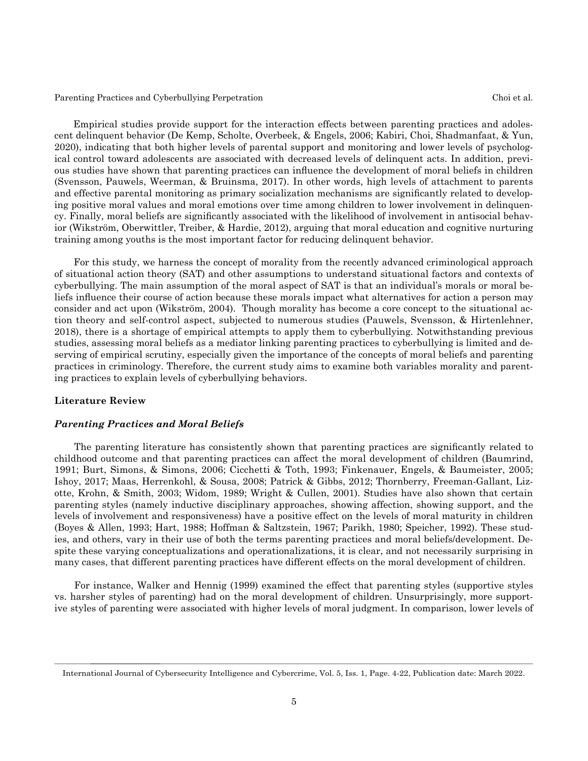Empirical studies provide support for the interaction effects between parenting practices and adolescent delinquent behavior (De Kemp, Scholte, Overbeek, & Engels, 2006; Kabiri, Choi, Shadmanfaat, & Yun, 2020), indicating that both higher levels of parental support and monitoring and lower levels of psychological control toward adolescents are associated with decreased levels of delinquent acts. In addition, previous studies have shown that parenting practices can influence the development of moral beliefs in children (Svensson, Pauwels, Weerman, & Bruinsma, 2017). In other words, high levels of attachment to parents and effective parental monitoring as primary socialization mechanisms are significantly related to developing positive moral values and moral emotions over time among children to lower involvement in delinquency. Finally, moral beliefs are significantly associated with the likelihood of involvement in antisocial behavior (Wikström, Oberwittler, Treiber, & Hardie, 2012), arguing that moral education and cognitive nurturing training among youths is the most important factor for reducing delinquent behavior.

For this study, we harness the concept of morality from the recently advanced criminological approach of situational action theory (SAT) and other assumptions to understand situational factors and contexts of cyberbullying. The main assumption of the moral aspect of SAT is that an individual's morals or moral beliefs influence their course of action because these morals impact what alternatives for action a person may consider and act upon (Wikström, 2004). Though morality has become a core concept to the situational action theory and self-control aspect, subjected to numerous studies (Pauwels, Svensson, & Hirtenlehner, 2018), there is a shortage of empirical attempts to apply them to cyberbullying. Notwithstanding previous studies, assessing moral beliefs as a mediator linking parenting practices to cyberbullying is limited and deserving of empirical scrutiny, especially given the importance of the concepts of moral beliefs and parenting practices in criminology. Therefore, the current study aims to examine both variables morality and parenting practices to explain levels of cyberbullying behaviors.

## Literature Review

### *Parenting Practices and Moral Beliefs*

The parenting literature has consistently shown that parenting practices are significantly related to childhood outcome and that parenting practices can affect the moral development of children (Baumrind, 1991; Burt, Simons, & Simons, 2006; Cicchetti & Toth, 1993; Finkenauer, Engels, & Baumeister, 2005; Ishoy, 2017; Maas, Herrenkohl, & Sousa, 2008; Patrick & Gibbs, 2012; Thornberry, Freeman-Gallant, Lizotte, Krohn, & Smith, 2003; Widom, 1989; Wright & Cullen, 2001). Studies have also shown that certain parenting styles (namely inductive disciplinary approaches, showing affection, showing support, and the levels of involvement and responsiveness) have a positive effect on the levels of moral maturity in children (Boyes & Allen, 1993; Hart, 1988; Hoffman & Saltzstein, 1967; Parikh, 1980; Speicher, 1992). These studies, and others, vary in their use of both the terms parenting practices and moral beliefs/development. Despite these varying conceptualizations and operationalizations, it is clear, and not necessarily surprising in many cases, that different parenting practices have different effects on the moral development of children.

For instance, Walker and Hennig (1999) examined the effect that parenting styles (supportive styles vs. harsher styles of parenting) had on the moral development of children. Unsurprisingly, more supportive styles of parenting were associated with higher levels of moral judgment. In comparison, lower levels of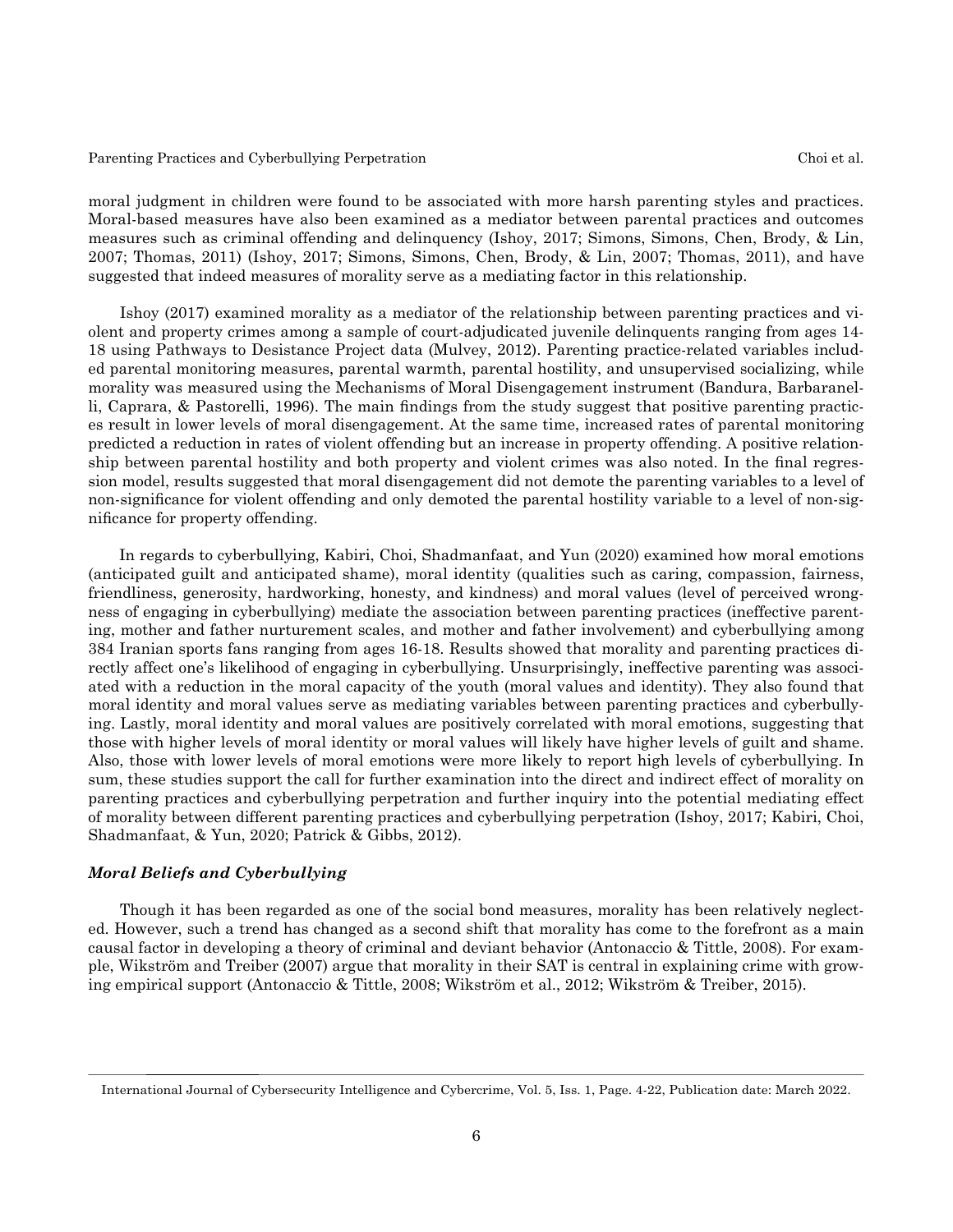moral judgment in children were found to be associated with more harsh parenting styles and practices. Moral-based measures have also been examined as a mediator between parental practices and outcomes measures such as criminal offending and delinquency (Ishoy, 2017; Simons, Simons, Chen, Brody, & Lin, 2007; Thomas, 2011) (Ishoy, 2017; Simons, Simons, Chen, Brody, & Lin, 2007; Thomas, 2011), and have suggested that indeed measures of morality serve as a mediating factor in this relationship.

Ishoy (2017) examined morality as a mediator of the relationship between parenting practices and violent and property crimes among a sample of court-adjudicated juvenile delinquents ranging from ages 14-18 using Pathways to Desistance Project data (Mulvey, 2012). Parenting practice-related variables included parental monitoring measures, parental warmth, parental hostility, and unsupervised socializing, while morality was measured using the Mechanisms of Moral Disengagement instrument (Bandura, Barbaranelli, Caprara, & Pastorelli, 1996). The main findings from the study suggest that positive parenting practices result in lower levels of moral disengagement. At the same time, increased rates of parental monitoring predicted a reduction in rates of violent offending but an increase in property offending. A positive relationship between parental hostility and both property and violent crimes was also noted. In the final regression model, results suggested that moral disengagement did not demote the parenting variables to a level of non-significance for violent offending and only demoted the parental hostility variable to a level of non-significance for property offending.

In regards to cyberbullying, Kabiri, Choi, Shadmanfaat, and Yun (2020) examined how moral emotions (anticipated guilt and anticipated shame), moral identity (qualities such as caring, compassion, fairness, friendliness, generosity, hardworking, honesty, and kindness) and moral values (level of perceived wrongness of engaging in cyberbullying) mediate the association between parenting practices (ineffective parenting, mother and father nurturement scales, and mother and father involvement) and cyberbullying among 384 Iranian sports fans ranging from ages 16-18. Results showed that morality and parenting practices directly affect one's likelihood of engaging in cyberbullying. Unsurprisingly, ineffective parenting was associated with a reduction in the moral capacity of the youth (moral values and identity). They also found that moral identity and moral values serve as mediating variables between parenting practices and cyberbullying. Lastly, moral identity and moral values are positively correlated with moral emotions, suggesting that those with higher levels of moral identity or moral values will likely have higher levels of guilt and shame. Also, those with lower levels of moral emotions were more likely to report high levels of cyberbullying. In sum, these studies support the call for further examination into the direct and indirect effect of morality on parenting practices and cyberbullying perpetration and further inquiry into the potential mediating effect of morality between different parenting practices and cyberbullying perpetration (Ishoy, 2017; Kabiri, Choi, Shadmanfaat, & Yun, 2020; Patrick & Gibbs, 2012).

### *Moral Beliefs and Cyberbullying*

Though it has been regarded as one of the social bond measures, morality has been relatively neglected. However, such a trend has changed as a second shift that morality has come to the forefront as a main causal factor in developing a theory of criminal and deviant behavior (Antonaccio & Tittle, 2008). For example, Wikström and Treiber (2007) argue that morality in their SAT is central in explaining crime with growing empirical support (Antonaccio & Tittle, 2008; Wikström et al., 2012; Wikström & Treiber, 2015).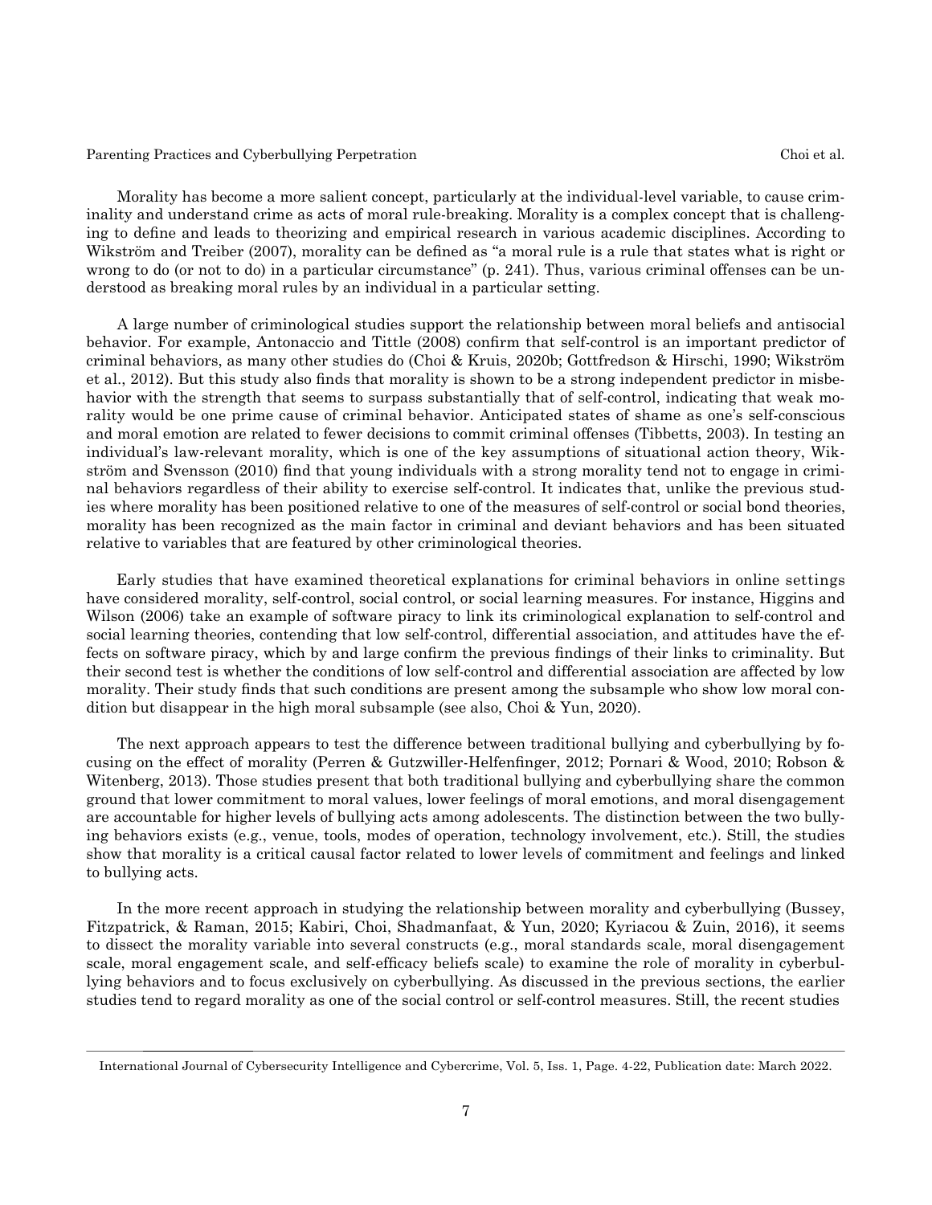Morality has become a more salient concept, particularly at the individual-level variable, to cause criminality and understand crime as acts of moral rule-breaking. Morality is a complex concept that is challenging to define and leads to theorizing and empirical research in various academic disciplines. According to Wikström and Treiber (2007), morality can be defined as "a moral rule is a rule that states what is right or wrong to do (or not to do) in a particular circumstance" (p. 241). Thus, various criminal offenses can be understood as breaking moral rules by an individual in a particular setting.

A large number of criminological studies support the relationship between moral beliefs and antisocial behavior. For example, Antonaccio and Tittle (2008) confirm that self-control is an important predictor of criminal behaviors, as many other studies do (Choi & Kruis, 2020b; Gottfredson & Hirschi, 1990; Wikström et al., 2012). But this study also finds that morality is shown to be a strong independent predictor in misbehavior with the strength that seems to surpass substantially that of self-control, indicating that weak morality would be one prime cause of criminal behavior. Anticipated states of shame as one's self-conscious and moral emotion are related to fewer decisions to commit criminal offenses (Tibbetts, 2003). In testing an individual's law-relevant morality, which is one of the key assumptions of situational action theory, Wikström and Svensson (2010) find that young individuals with a strong morality tend not to engage in criminal behaviors regardless of their ability to exercise self-control. It indicates that, unlike the previous studies where morality has been positioned relative to one of the measures of self-control or social bond theories, morality has been recognized as the main factor in criminal and deviant behaviors and has been situated relative to variables that are featured by other criminological theories.

Early studies that have examined theoretical explanations for criminal behaviors in online settings have considered morality, self-control, social control, or social learning measures. For instance, Higgins and Wilson (2006) take an example of software piracy to link its criminological explanation to self-control and social learning theories, contending that low self-control, differential association, and attitudes have the effects on software piracy, which by and large confirm the previous findings of their links to criminality. But their second test is whether the conditions of low self-control and differential association are affected by low morality. Their study finds that such conditions are present among the subsample who show low moral condition but disappear in the high moral subsample (see also, Choi & Yun, 2020).

The next approach appears to test the difference between traditional bullying and cyberbullying by focusing on the effect of morality (Perren & Gutzwiller-Helfenfinger, 2012; Pornari & Wood, 2010; Robson & Witenberg, 2013). Those studies present that both traditional bullying and cyberbullying share the common ground that lower commitment to moral values, lower feelings of moral emotions, and moral disengagement are accountable for higher levels of bullying acts among adolescents. The distinction between the two bullying behaviors exists (e.g., venue, tools, modes of operation, technology involvement, etc.). Still, the studies show that morality is a critical causal factor related to lower levels of commitment and feelings and linked to bullying acts.

In the more recent approach in studying the relationship between morality and cyberbullying (Bussey, Fitzpatrick, & Raman, 2015; Kabiri, Choi, Shadmanfaat, & Yun, 2020; Kyriacou & Zuin, 2016), it seems to dissect the morality variable into several constructs (e.g., moral standards scale, moral disengagement scale, moral engagement scale, and self-efficacy beliefs scale) to examine the role of morality in cyberbullying behaviors and to focus exclusively on cyberbullying. As discussed in the previous sections, the earlier studies tend to regard morality as one of the social control or self-control measures. Still, the recent studies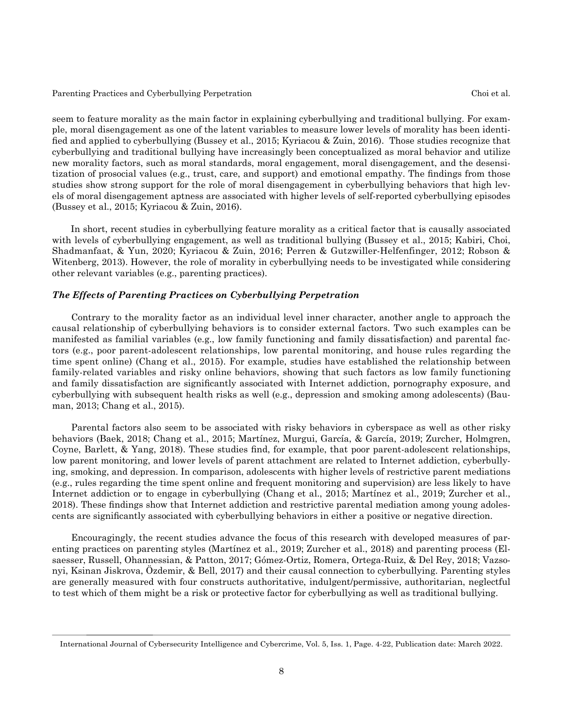seem to feature morality as the main factor in explaining cyberbullying and traditional bullying. For example, moral disengagement as one of the latent variables to measure lower levels of morality has been identified and applied to cyberbullying (Bussey et al., 2015; Kyriacou & Zuin, 2016). Those studies recognize that cyberbullying and traditional bullying have increasingly been conceptualized as moral behavior and utilize new morality factors, such as moral standards, moral engagement, moral disengagement, and the desensitization of prosocial values (e.g., trust, care, and support) and emotional empathy. The findings from those studies show strong support for the role of moral disengagement in cyberbullying behaviors that high levels of moral disengagement aptness are associated with higher levels of self-reported cyberbullying episodes (Bussey et al., 2015; Kyriacou & Zuin, 2016).

In short, recent studies in cyberbullying feature morality as a critical factor that is causally associated with levels of cyberbullying engagement, as well as traditional bullying (Bussey et al., 2015; Kabiri, Choi, Shadmanfaat, & Yun, 2020; Kyriacou & Zuin, 2016; Perren & Gutzwiller-Helfenfinger, 2012; Robson & Witenberg, 2013). However, the role of morality in cyberbullying needs to be investigated while considering other relevant variables (e.g., parenting practices).

### *The Effects of Parenting Practices on Cyberbullying Perpetration*

Contrary to the morality factor as an individual level inner character, another angle to approach the causal relationship of cyberbullying behaviors is to consider external factors. Two such examples can be manifested as familial variables (e.g., low family functioning and family dissatisfaction) and parental factors (e.g., poor parent-adolescent relationships, low parental monitoring, and house rules regarding the time spent online) (Chang et al., 2015). For example, studies have established the relationship between family-related variables and risky online behaviors, showing that such factors as low family functioning and family dissatisfaction are significantly associated with Internet addiction, pornography exposure, and cyberbullying with subsequent health risks as well (e.g., depression and smoking among adolescents) (Bauman, 2013; Chang et al., 2015).

Parental factors also seem to be associated with risky behaviors in cyberspace as well as other risky behaviors (Baek, 2018; Chang et al., 2015; Martínez, Murgui, García, & García, 2019; Zurcher, Holmgren, Coyne, Barlett, & Yang, 2018). These studies find, for example, that poor parent-adolescent relationships, low parent monitoring, and lower levels of parent attachment are related to Internet addiction, cyberbullying, smoking, and depression. In comparison, adolescents with higher levels of restrictive parent mediations (e.g., rules regarding the time spent online and frequent monitoring and supervision) are less likely to have Internet addiction or to engage in cyberbullying (Chang et al., 2015; Martínez et al., 2019; Zurcher et al., 2018). These findings show that Internet addiction and restrictive parental mediation among young adolescents are significantly associated with cyberbullying behaviors in either a positive or negative direction.

Encouragingly, the recent studies advance the focus of this research with developed measures of parenting practices on parenting styles (Martínez et al., 2019; Zurcher et al., 2018) and parenting process (Elsaesser, Russell, Ohannessian, & Patton, 2017; Gómez-Ortiz, Romera, Ortega-Ruiz, & Del Rey, 2018; Vazsonyi, Ksinan Jiskrova, Özdemir, & Bell, 2017) and their causal connection to cyberbullying. Parenting styles are generally measured with four constructs authoritative, indulgent/permissive, authoritarian, neglectful to test which of them might be a risk or protective factor for cyberbullying as well as traditional bullying.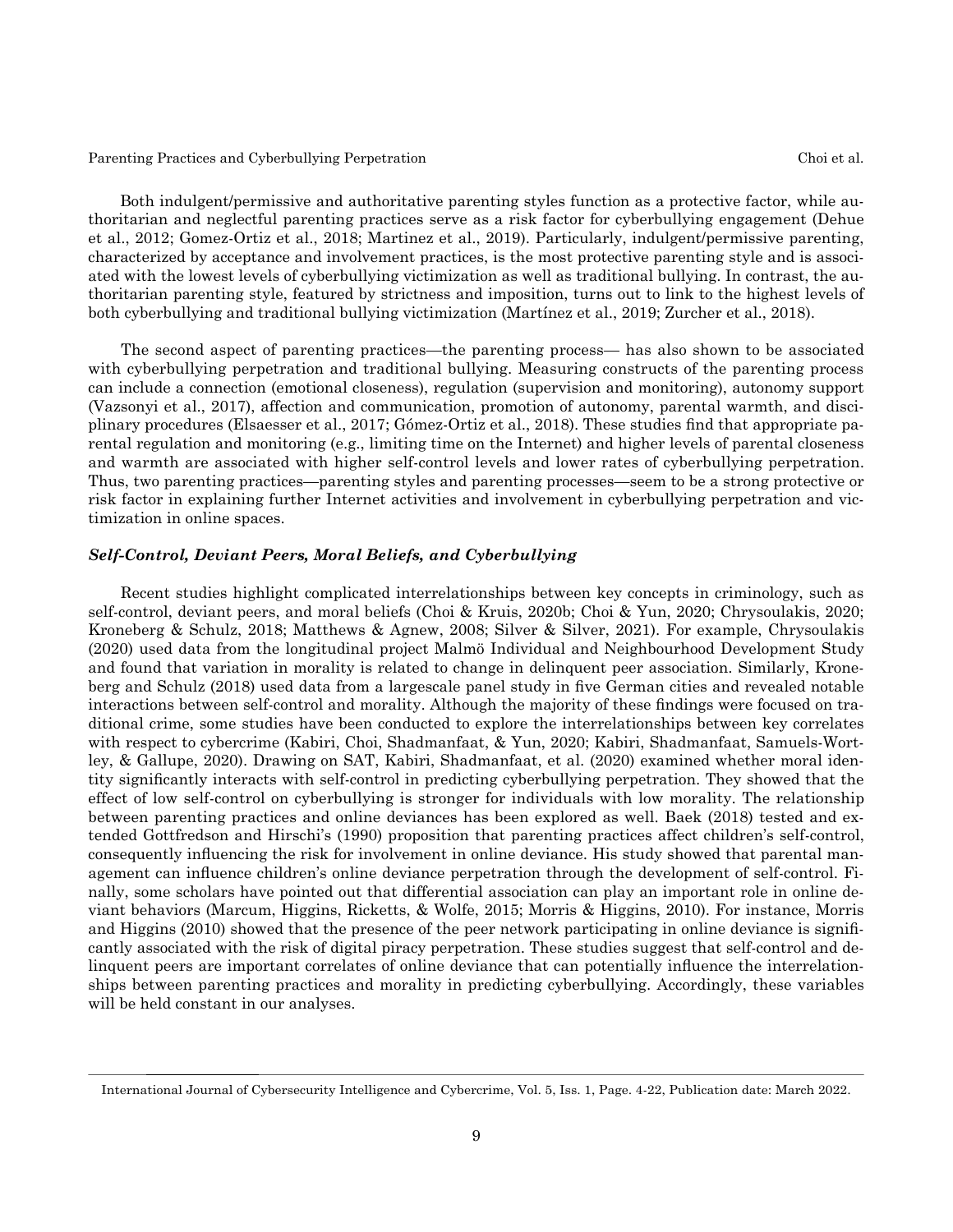Both indulgent/permissive and authoritative parenting styles function as a protective factor, while authoritarian and neglectful parenting practices serve as a risk factor for cyberbullying engagement (Dehue et al., 2012; Gomez-Ortiz et al., 2018; Martinez et al., 2019). Particularly, indulgent/permissive parenting, characterized by acceptance and involvement practices, is the most protective parenting style and is associated with the lowest levels of cyberbullying victimization as well as traditional bullying. In contrast, the authoritarian parenting style, featured by strictness and imposition, turns out to link to the highest levels of both cyberbullying and traditional bullying victimization (Martínez et al., 2019; Zurcher et al., 2018).

The second aspect of parenting practices—the parenting process— has also shown to be associated with cyberbullying perpetration and traditional bullying. Measuring constructs of the parenting process can include a connection (emotional closeness), regulation (supervision and monitoring), autonomy support (Vazsonyi et al., 2017), affection and communication, promotion of autonomy, parental warmth, and disciplinary procedures (Elsaesser et al., 2017; Gómez-Ortiz et al., 2018). These studies find that appropriate parental regulation and monitoring (e.g., limiting time on the Internet) and higher levels of parental closeness and warmth are associated with higher self-control levels and lower rates of cyberbullying perpetration. Thus, two parenting practices—parenting styles and parenting processes—seem to be a strong protective or risk factor in explaining further Internet activities and involvement in cyberbullying perpetration and victimization in online spaces.

### *Self-Control, Deviant Peers, Moral Beliefs, and Cyberbullying*

Recent studies highlight complicated interrelationships between key concepts in criminology, such as self-control, deviant peers, and moral beliefs (Choi & Kruis, 2020b; Choi & Yun, 2020; Chrysoulakis, 2020; Kroneberg & Schulz, 2018; Matthews & Agnew, 2008; Silver & Silver, 2021). For example, Chrysoulakis (2020) used data from the longitudinal project Malmö Individual and Neighbourhood Development Study and found that variation in morality is related to change in delinquent peer association. Similarly, Kroneberg and Schulz (2018) used data from a largescale panel study in five German cities and revealed notable interactions between self-control and morality. Although the majority of these findings were focused on traditional crime, some studies have been conducted to explore the interrelationships between key correlates with respect to cybercrime (Kabiri, Choi, Shadmanfaat, & Yun, 2020; Kabiri, Shadmanfaat, Samuels-Wortley, & Gallupe, 2020). Drawing on SAT, Kabiri, Shadmanfaat, et al. (2020) examined whether moral identity significantly interacts with self-control in predicting cyberbullying perpetration. They showed that the effect of low self-control on cyberbullying is stronger for individuals with low morality. The relationship between parenting practices and online deviances has been explored as well. Baek (2018) tested and extended Gottfredson and Hirschi's (1990) proposition that parenting practices affect children's self-control, consequently influencing the risk for involvement in online deviance. His study showed that parental management can influence children's online deviance perpetration through the development of self-control. Finally, some scholars have pointed out that differential association can play an important role in online deviant behaviors (Marcum, Higgins, Ricketts, & Wolfe, 2015; Morris & Higgins, 2010). For instance, Morris and Higgins (2010) showed that the presence of the peer network participating in online deviance is significantly associated with the risk of digital piracy perpetration. These studies suggest that self-control and delinquent peers are important correlates of online deviance that can potentially influence the interrelationships between parenting practices and morality in predicting cyberbullying. Accordingly, these variables will be held constant in our analyses.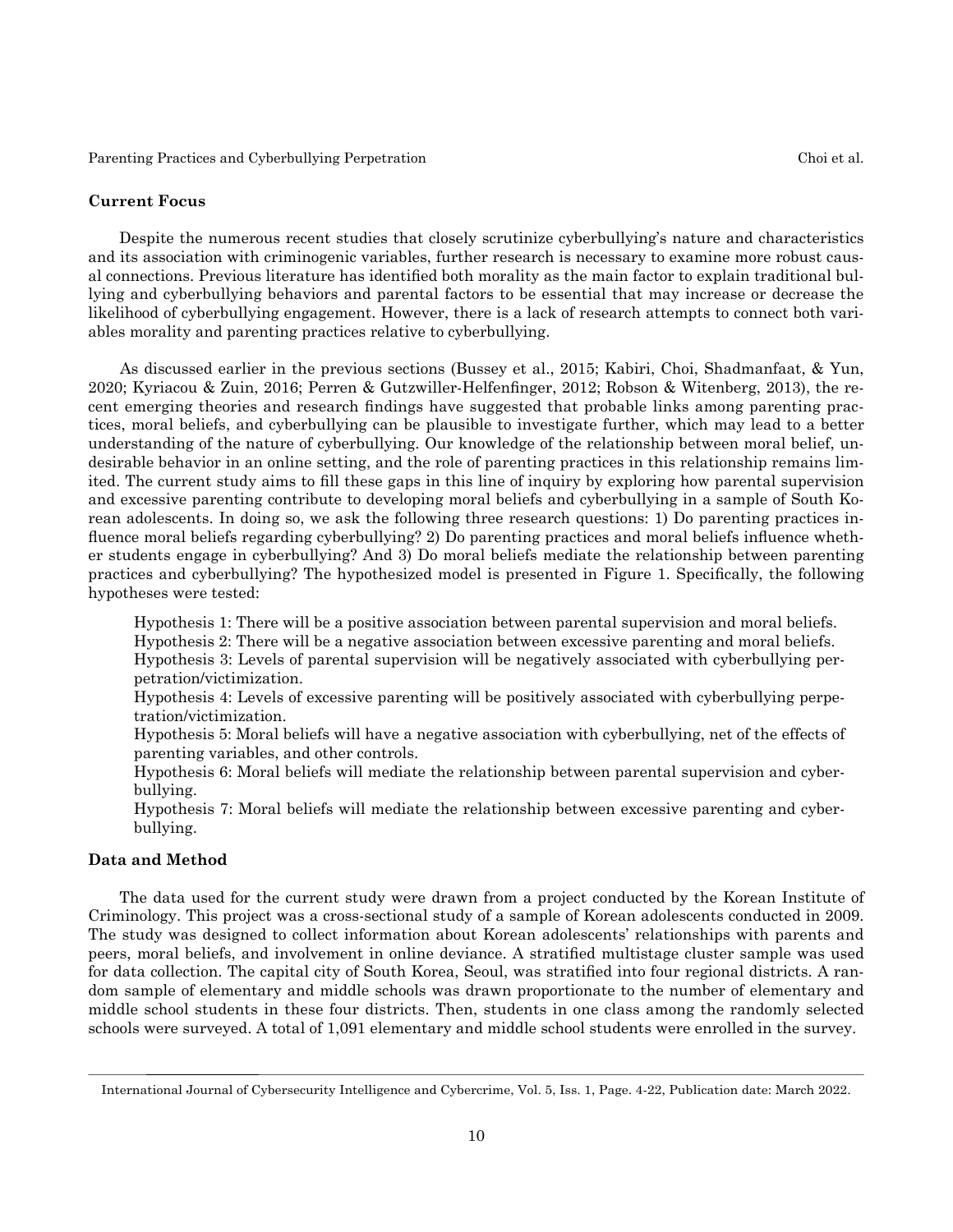## Current Focus

Despite the numerous recent studies that closely scrutinize cyberbullying's nature and characteristics and its association with criminogenic variables, further research is necessary to examine more robust causal connections. Previous literature has identified both morality as the main factor to explain traditional bullying and cyberbullying behaviors and parental factors to be essential that may increase or decrease the likelihood of cyberbullying engagement. However, there is a lack of research attempts to connect both variables morality and parenting practices relative to cyberbullying.

As discussed earlier in the previous sections (Bussey et al., 2015; Kabiri, Choi, Shadmanfaat, & Yun, 2020; Kyriacou & Zuin, 2016; Perren & Gutzwiller-Helfenfinger, 2012; Robson & Witenberg, 2013), the recent emerging theories and research findings have suggested that probable links among parenting practices, moral beliefs, and cyberbullying can be plausible to investigate further, which may lead to a better understanding of the nature of cyberbullying. Our knowledge of the relationship between moral belief, undesirable behavior in an online setting, and the role of parenting practices in this relationship remains limited. The current study aims to fill these gaps in this line of inquiry by exploring how parental supervision and excessive parenting contribute to developing moral beliefs and cyberbullying in a sample of South Korean adolescents. In doing so, we ask the following three research questions: 1) Do parenting practices influence moral beliefs regarding cyberbullying? 2) Do parenting practices and moral beliefs influence whether students engage in cyberbullying? And 3) Do moral beliefs mediate the relationship between parenting practices and cyberbullying? The hypothesized model is presented in Figure 1. Specifically, the following hypotheses were tested:

Hypothesis 1: There will be a positive association between parental supervision and moral beliefs.
Hypothesis 2: There will be a negative association between excessive parenting and moral beliefs.
Hypothesis 3: Levels of parental supervision will be negatively associated with cyberbullying perpetration/victimization.
Hypothesis 4: Levels of excessive parenting will be positively associated with cyberbullying perpetration/victimization.
Hypothesis 5: Moral beliefs will have a negative association with cyberbullying, net of the effects of parenting variables, and other controls.
Hypothesis 6: Moral beliefs will mediate the relationship between parental supervision and cyberbullying.
Hypothesis 7: Moral beliefs will mediate the relationship between excessive parenting and cyberbullying.

## Data and Method

The data used for the current study were drawn from a project conducted by the Korean Institute of Criminology. This project was a cross-sectional study of a sample of Korean adolescents conducted in 2009. The study was designed to collect information about Korean adolescents' relationships with parents and peers, moral beliefs, and involvement in online deviance. A stratified multistage cluster sample was used for data collection. The capital city of South Korea, Seoul, was stratified into four regional districts. A random sample of elementary and middle schools was drawn proportionate to the number of elementary and middle school students in these four districts. Then, students in one class among the randomly selected schools were surveyed. A total of 1,091 elementary and middle school students were enrolled in the survey.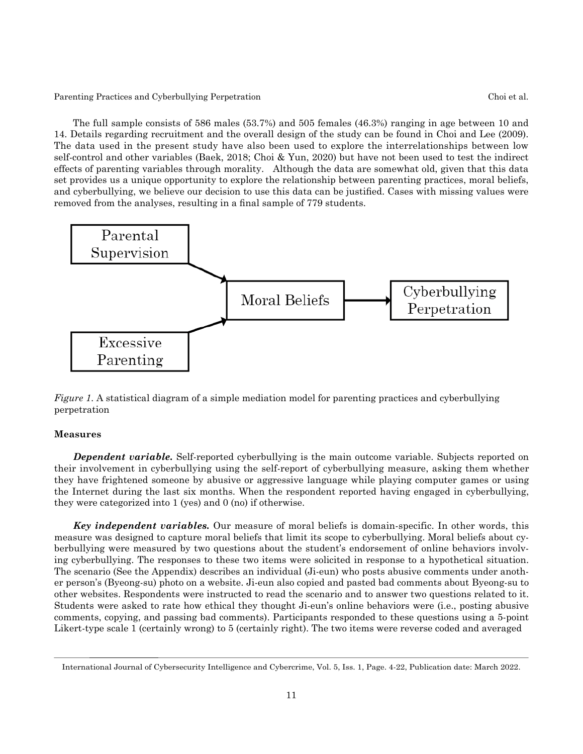The full sample consists of 586 males (53.7%) and 505 females (46.3%) ranging in age between 10 and 14. Details regarding recruitment and the overall design of the study can be found in Choi and Lee (2009). The data used in the present study have also been used to explore the interrelationships between low self-control and other variables (Baek, 2018; Choi & Yun, 2020) but have not been used to test the indirect effects of parenting variables through morality. Although the data are somewhat old, given that this data set provides us a unique opportunity to explore the relationship between parenting practices, moral beliefs, and cyberbullying, we believe our decision to use this data can be justified. Cases with missing values were removed from the analyses, resulting in a final sample of 779 students.

*Figure 1.* A statistical diagram of a simple mediation model for parenting practices and cyberbullying perpetration

### Measures

***Dependent variable.*** Self-reported cyberbullying is the main outcome variable. Subjects reported on their involvement in cyberbullying using the self-report of cyberbullying measure, asking them whether they have frightened someone by abusive or aggressive language while playing computer games or using the Internet during the last six months. When the respondent reported having engaged in cyberbullying, they were categorized into 1 (yes) and 0 (no) if otherwise.

***Key independent variables.*** Our measure of moral beliefs is domain-specific. In other words, this measure was designed to capture moral beliefs that limit its scope to cyberbullying. Moral beliefs about cyberbullying were measured by two questions about the student's endorsement of online behaviors involving cyberbullying. The responses to these two items were solicited in response to a hypothetical situation. The scenario (See the Appendix) describes an individual (Ji-eun) who posts abusive comments under another person's (Byeong-su) photo on a website. Ji-eun also copied and pasted bad comments about Byeong-su to other websites. Respondents were instructed to read the scenario and to answer two questions related to it. Students were asked to rate how ethical they thought Ji-eun's online behaviors were (i.e., posting abusive comments, copying, and passing bad comments). Participants responded to these questions using a 5-point Likert-type scale 1 (certainly wrong) to 5 (certainly right). The two items were reverse coded and averaged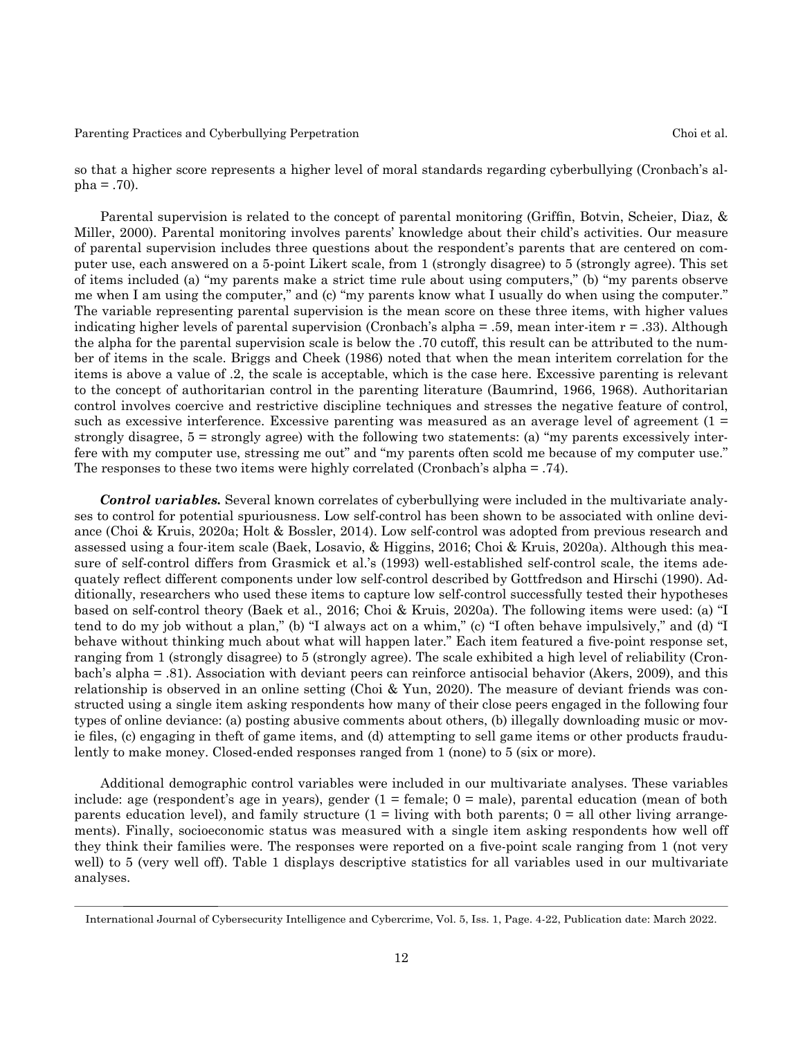so that a higher score represents a higher level of moral standards regarding cyberbullying (Cronbach's alpha = .70).

Parental supervision is related to the concept of parental monitoring (Griffin, Botvin, Scheier, Diaz, & Miller, 2000). Parental monitoring involves parents' knowledge about their child's activities. Our measure of parental supervision includes three questions about the respondent's parents that are centered on computer use, each answered on a 5-point Likert scale, from 1 (strongly disagree) to 5 (strongly agree). This set of items included (a) "my parents make a strict time rule about using computers," (b) "my parents observe me when I am using the computer," and (c) "my parents know what I usually do when using the computer." The variable representing parental supervision is the mean score on these three items, with higher values indicating higher levels of parental supervision (Cronbach's alpha = .59, mean inter-item r = .33). Although the alpha for the parental supervision scale is below the .70 cutoff, this result can be attributed to the number of items in the scale. Briggs and Cheek (1986) noted that when the mean interitem correlation for the items is above a value of .2, the scale is acceptable, which is the case here. Excessive parenting is relevant to the concept of authoritarian control in the parenting literature (Baumrind, 1966, 1968). Authoritarian control involves coercive and restrictive discipline techniques and stresses the negative feature of control, such as excessive interference. Excessive parenting was measured as an average level of agreement (1 = strongly disagree, 5 = strongly agree) with the following two statements: (a) "my parents excessively interfere with my computer use, stressing me out" and "my parents often scold me because of my computer use." The responses to these two items were highly correlated (Cronbach's alpha = .74).

***Control variables.*** Several known correlates of cyberbullying were included in the multivariate analyses to control for potential spuriousness. Low self-control has been shown to be associated with online deviance (Choi & Kruis, 2020a; Holt & Bossler, 2014). Low self-control was adopted from previous research and assessed using a four-item scale (Baek, Losavio, & Higgins, 2016; Choi & Kruis, 2020a). Although this measure of self-control differs from Grasmick et al.'s (1993) well-established self-control scale, the items adequately reflect different components under low self-control described by Gottfredson and Hirschi (1990). Additionally, researchers who used these items to capture low self-control successfully tested their hypotheses based on self-control theory (Baek et al., 2016; Choi & Kruis, 2020a). The following items were used: (a) "I tend to do my job without a plan," (b) "I always act on a whim," (c) "I often behave impulsively," and (d) "I behave without thinking much about what will happen later." Each item featured a five-point response set, ranging from 1 (strongly disagree) to 5 (strongly agree). The scale exhibited a high level of reliability (Cronbach's alpha = .81). Association with deviant peers can reinforce antisocial behavior (Akers, 2009), and this relationship is observed in an online setting (Choi & Yun, 2020). The measure of deviant friends was constructed using a single item asking respondents how many of their close peers engaged in the following four types of online deviance: (a) posting abusive comments about others, (b) illegally downloading music or movie files, (c) engaging in theft of game items, and (d) attempting to sell game items or other products fraudulently to make money. Closed-ended responses ranged from 1 (none) to 5 (six or more).

Additional demographic control variables were included in our multivariate analyses. These variables include: age (respondent's age in years), gender (1 = female; 0 = male), parental education (mean of both parents education level), and family structure (1 = living with both parents; 0 = all other living arrangements). Finally, socioeconomic status was measured with a single item asking respondents how well off they think their families were. The responses were reported on a five-point scale ranging from 1 (not very well) to 5 (very well off). Table 1 displays descriptive statistics for all variables used in our multivariate analyses.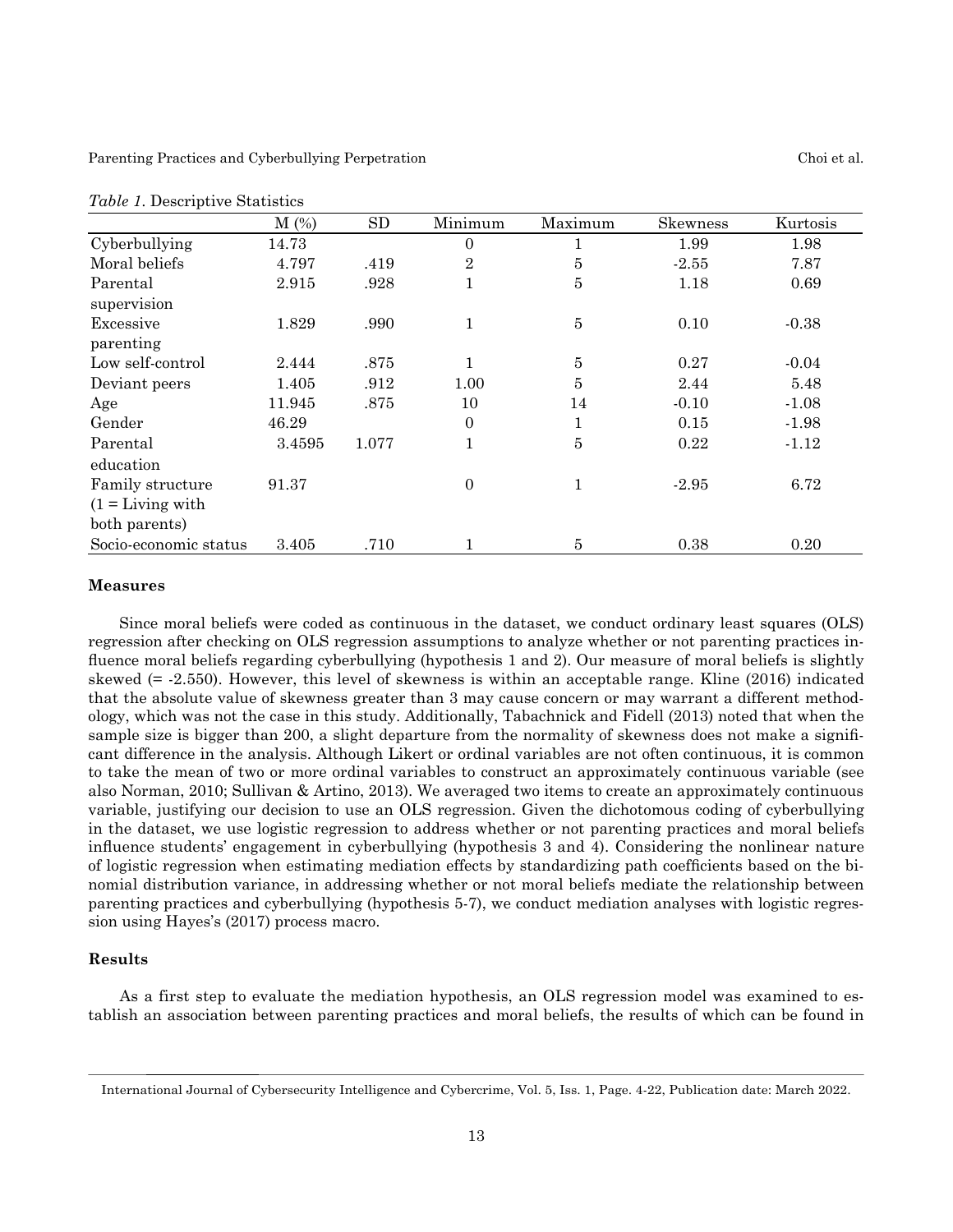*Table 1*. Descriptive Statistics

| | M (%) | SD | Minimum | Maximum | Skewness | Kurtosis |
|---|---|---|---|---|---|---|
| Cyberbullying | 14.73 | | 0 | 1 | 1.99 | 1.98 |
| Moral beliefs | 4.797 | .419 | 2 | 5 | -2.55 | 7.87 |
| Parental supervision | 2.915 | .928 | 1 | 5 | 1.18 | 0.69 |
| Excessive parenting | 1.829 | .990 | 1 | 5 | 0.10 | -0.38 |
| Low self-control | 2.444 | .875 | 1 | 5 | 0.27 | -0.04 |
| Deviant peers | 1.405 | .912 | 1.00 | 5 | 2.44 | 5.48 |
| Age | 11.945 | .875 | 10 | 14 | -0.10 | -1.08 |
| Gender | 46.29 | | 0 | 1 | 0.15 | -1.98 |
| Parental education | 3.4595 | 1.077 | 1 | 5 | 0.22 | -1.12 |
| Family structure (1 = Living with both parents) | 91.37 | | 0 | 1 | -2.95 | 6.72 |
| Socio-economic status | 3.405 | .710 | 1 | 5 | 0.38 | 0.20 |

### Measures

Since moral beliefs were coded as continuous in the dataset, we conduct ordinary least squares (OLS) regression after checking on OLS regression assumptions to analyze whether or not parenting practices influence moral beliefs regarding cyberbullying (hypothesis 1 and 2). Our measure of moral beliefs is slightly skewed (= -2.550). However, this level of skewness is within an acceptable range. Kline (2016) indicated that the absolute value of skewness greater than 3 may cause concern or may warrant a different methodology, which was not the case in this study. Additionally, Tabachnick and Fidell (2013) noted that when the sample size is bigger than 200, a slight departure from the normality of skewness does not make a significant difference in the analysis. Although Likert or ordinal variables are not often continuous, it is common to take the mean of two or more ordinal variables to construct an approximately continuous variable (see also Norman, 2010; Sullivan & Artino, 2013). We averaged two items to create an approximately continuous variable, justifying our decision to use an OLS regression. Given the dichotomous coding of cyberbullying in the dataset, we use logistic regression to address whether or not parenting practices and moral beliefs influence students' engagement in cyberbullying (hypothesis 3 and 4). Considering the nonlinear nature of logistic regression when estimating mediation effects by standardizing path coefficients based on the binomial distribution variance, in addressing whether or not moral beliefs mediate the relationship between parenting practices and cyberbullying (hypothesis 5-7), we conduct mediation analyses with logistic regression using Hayes's (2017) process macro.

### Results

As a first step to evaluate the mediation hypothesis, an OLS regression model was examined to establish an association between parenting practices and moral beliefs, the results of which can be found in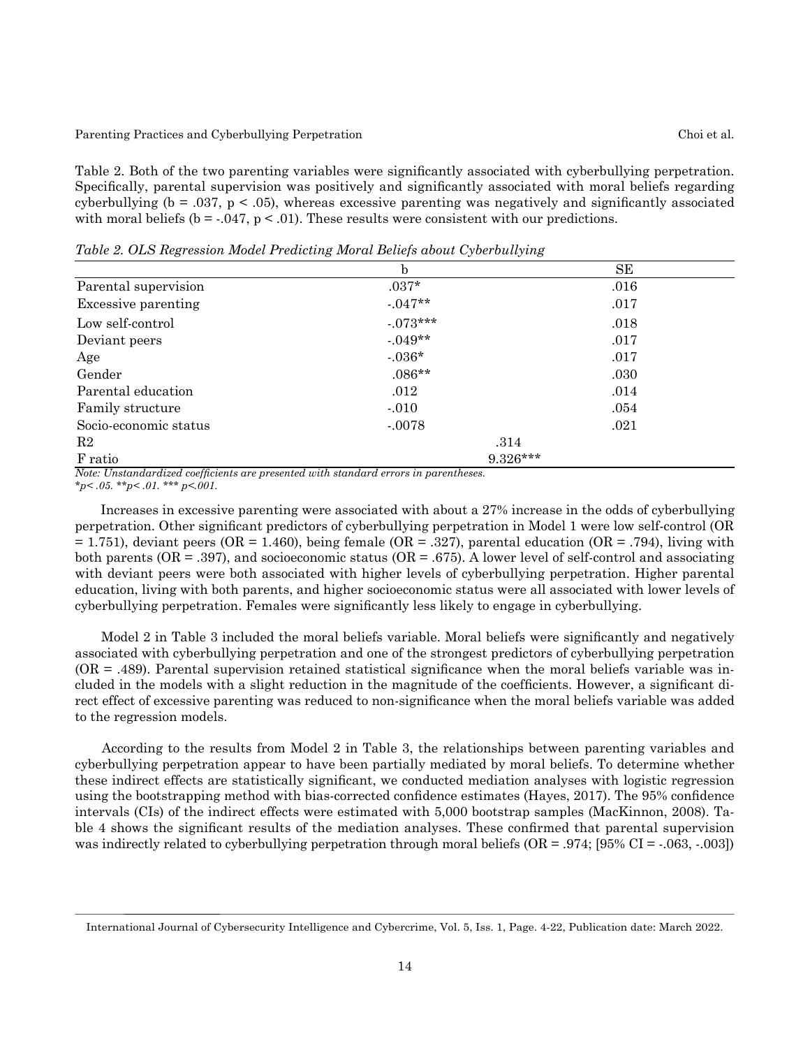Table 2. Both of the two parenting variables were significantly associated with cyberbullying perpetration. Specifically, parental supervision was positively and significantly associated with moral beliefs regarding cyberbullying (b = .037, $p < .05$), whereas excessive parenting was negatively and significantly associated with moral beliefs (b = -.047, $p < .01$). These results were consistent with our predictions.

*Table 2. OLS Regression Model Predicting Moral Beliefs about Cyberbullying*

| | b | SE |
|---|---|---|
| Parental supervision | .037* | .016 |
| Excessive parenting | -.047** | .017 |
| Low self-control | -.073*** | .018 |
| Deviant peers | -.049** | .017 |
| Age | -.036* | .017 |
| Gender | .086** | .030 |
| Parental education | .012 | .014 |
| Family structure | -.010 | .054 |
| Socio-economic status | -.0078 | .021 |
| R2 | .314 | |
| F ratio | 9.326*** | |

*Note: Unstandardized coefficients are presented with standard errors in parentheses.*
**p< .05. **p< .01. *** p<.001.*

Increases in excessive parenting were associated with about a 27% increase in the odds of cyberbullying perpetration. Other significant predictors of cyberbullying perpetration in Model 1 were low self-control (OR = 1.751), deviant peers (OR = 1.460), being female (OR = .327), parental education (OR = .794), living with both parents (OR = .397), and socioeconomic status (OR = .675). A lower level of self-control and associating with deviant peers were both associated with higher levels of cyberbullying perpetration. Higher parental education, living with both parents, and higher socioeconomic status were all associated with lower levels of cyberbullying perpetration. Females were significantly less likely to engage in cyberbullying.

Model 2 in Table 3 included the moral beliefs variable. Moral beliefs were significantly and negatively associated with cyberbullying perpetration and one of the strongest predictors of cyberbullying perpetration (OR = .489). Parental supervision retained statistical significance when the moral beliefs variable was included in the models with a slight reduction in the magnitude of the coefficients. However, a significant direct effect of excessive parenting was reduced to non-significance when the moral beliefs variable was added to the regression models.

According to the results from Model 2 in Table 3, the relationships between parenting variables and cyberbullying perpetration appear to have been partially mediated by moral beliefs. To determine whether these indirect effects are statistically significant, we conducted mediation analyses with logistic regression using the bootstrapping method with bias-corrected confidence estimates (Hayes, 2017). The 95% confidence intervals (CIs) of the indirect effects were estimated with 5,000 bootstrap samples (MacKinnon, 2008). Table 4 shows the significant results of the mediation analyses. These confirmed that parental supervision was indirectly related to cyberbullying perpetration through moral beliefs (OR = .974; [95% CI = -.063, -.003])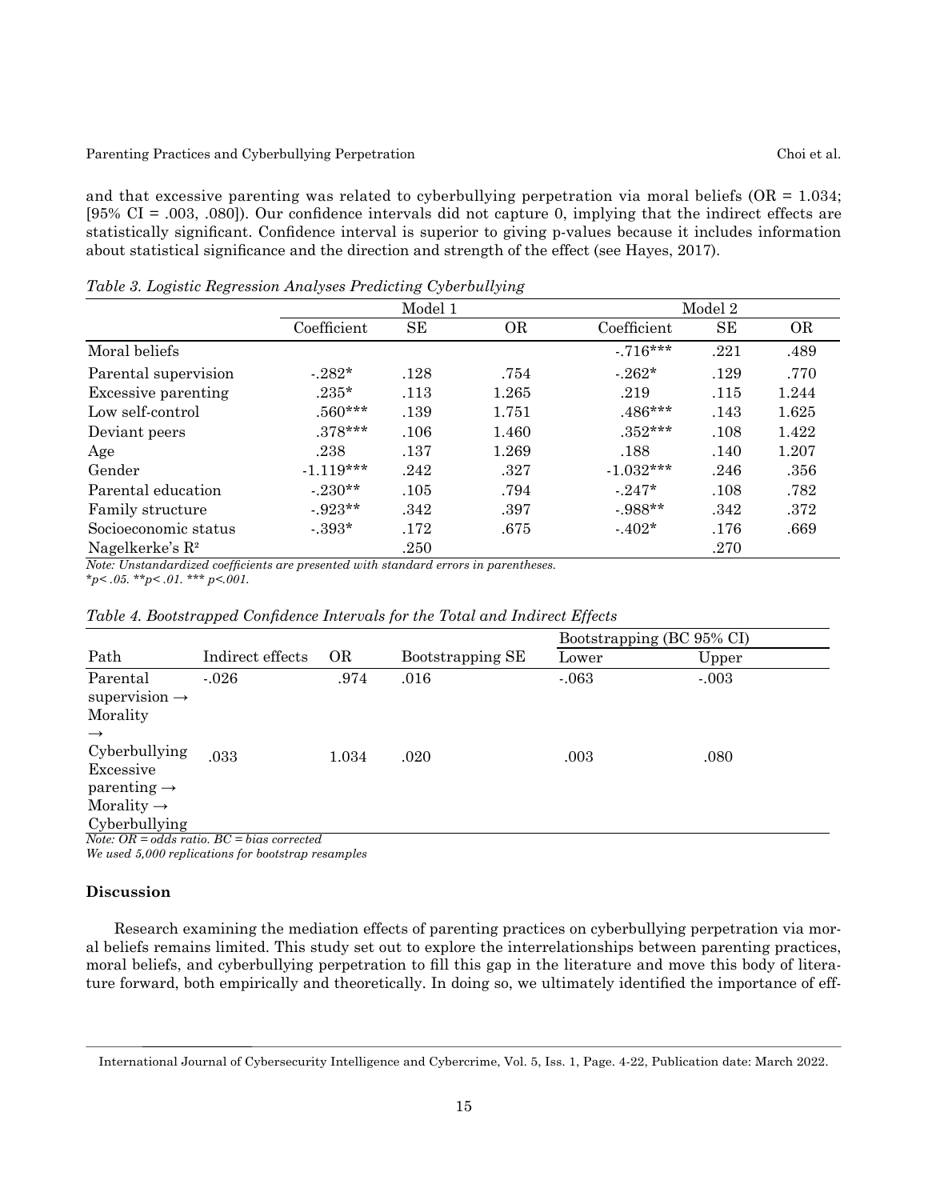and that excessive parenting was related to cyberbullying perpetration via moral beliefs (OR = 1.034; [95% CI = .003, .080]). Our confidence intervals did not capture 0, implying that the indirect effects are statistically significant. Confidence interval is superior to giving p-values because it includes information about statistical significance and the direction and strength of the effect (see Hayes, 2017).

*Table 3. Logistic Regression Analyses Predicting Cyberbullying*

| | Model 1 | | | Model 2 | | |
|---|---|---|---|---|---|---|
| | Coefficient | SE | OR | Coefficient | SE | OR |
| Moral beliefs | | | | -.716*** | .221 | .489 |
| Parental supervision | -.282* | .128 | .754 | -.262* | .129 | .770 |
| Excessive parenting | .235* | .113 | 1.265 | .219 | .115 | 1.244 |
| Low self-control | .560*** | .139 | 1.751 | .486*** | .143 | 1.625 |
| Deviant peers | .378*** | .106 | 1.460 | .352*** | .108 | 1.422 |
| Age | .238 | .137 | 1.269 | .188 | .140 | 1.207 |
| Gender | -1.119*** | .242 | .327 | -1.032*** | .246 | .356 |
| Parental education | -.230** | .105 | .794 | -.247* | .108 | .782 |
| Family structure | -.923** | .342 | .397 | -.988** | .342 | .372 |
| Socioeconomic status | -.393* | .172 | .675 | -.402* | .176 | .669 |
| Nagelkerke's $R^2$ | | .250 | | | .270 | |

*Note: Unstandardized coefficients are presented with standard errors in parentheses.*
*\*p< .05. \*\*p< .01. \*\*\* p<.001.*

*Table 4. Bootstrapped Confidence Intervals for the Total and Indirect Effects*

| | | | | Bootstrapping (BC 95% CI) | |
|---|---|---|---|---|---|
| Path | Indirect effects | OR | Bootstrapping SE | Lower | Upper |
| Parental supervision → Morality → Cyberbullying | -.026 | .974 | .016 | -.063 | -.003 |
| Excessive parenting → Morality → Cyberbullying | .033 | 1.034 | .020 | .003 | .080 |

*Note: OR = odds ratio. BC = bias corrected*
*We used 5,000 replications for bootstrap resamples*

### Discussion

Research examining the mediation effects of parenting practices on cyberbullying perpetration via moral beliefs remains limited. This study set out to explore the interrelationships between parenting practices, moral beliefs, and cyberbullying perpetration to fill this gap in the literature and move this body of literature forward, both empirically and theoretically. In doing so, we ultimately identified the importance of eff-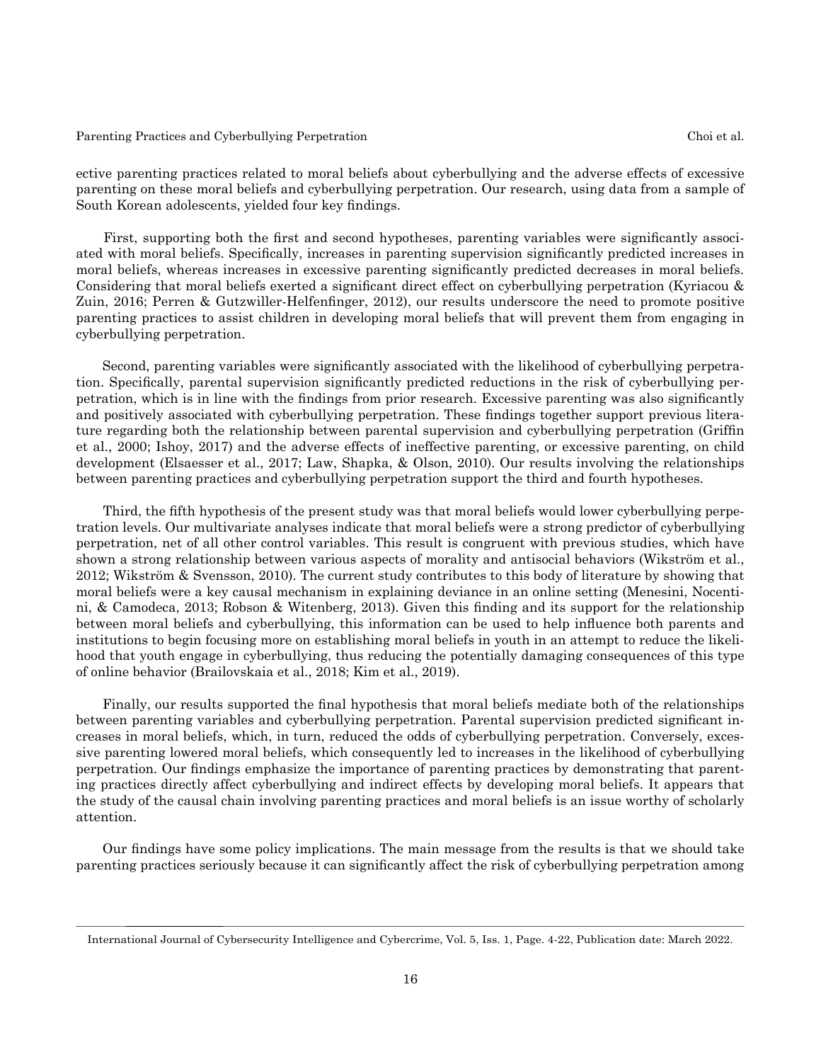ective parenting practices related to moral beliefs about cyberbullying and the adverse effects of excessive parenting on these moral beliefs and cyberbullying perpetration. Our research, using data from a sample of South Korean adolescents, yielded four key findings.

First, supporting both the first and second hypotheses, parenting variables were significantly associated with moral beliefs. Specifically, increases in parenting supervision significantly predicted increases in moral beliefs, whereas increases in excessive parenting significantly predicted decreases in moral beliefs. Considering that moral beliefs exerted a significant direct effect on cyberbullying perpetration (Kyriacou & Zuin, 2016; Perren & Gutzwiller-Helfenfinger, 2012), our results underscore the need to promote positive parenting practices to assist children in developing moral beliefs that will prevent them from engaging in cyberbullying perpetration.

Second, parenting variables were significantly associated with the likelihood of cyberbullying perpetration. Specifically, parental supervision significantly predicted reductions in the risk of cyberbullying perpetration, which is in line with the findings from prior research. Excessive parenting was also significantly and positively associated with cyberbullying perpetration. These findings together support previous literature regarding both the relationship between parental supervision and cyberbullying perpetration (Griffin et al., 2000; Ishoy, 2017) and the adverse effects of ineffective parenting, or excessive parenting, on child development (Elsaesser et al., 2017; Law, Shapka, & Olson, 2010). Our results involving the relationships between parenting practices and cyberbullying perpetration support the third and fourth hypotheses.

Third, the fifth hypothesis of the present study was that moral beliefs would lower cyberbullying perpetration levels. Our multivariate analyses indicate that moral beliefs were a strong predictor of cyberbullying perpetration, net of all other control variables. This result is congruent with previous studies, which have shown a strong relationship between various aspects of morality and antisocial behaviors (Wikström et al., 2012; Wikström & Svensson, 2010). The current study contributes to this body of literature by showing that moral beliefs were a key causal mechanism in explaining deviance in an online setting (Menesini, Nocentini, & Camodeca, 2013; Robson & Witenberg, 2013). Given this finding and its support for the relationship between moral beliefs and cyberbullying, this information can be used to help influence both parents and institutions to begin focusing more on establishing moral beliefs in youth in an attempt to reduce the likelihood that youth engage in cyberbullying, thus reducing the potentially damaging consequences of this type of online behavior (Brailovskaia et al., 2018; Kim et al., 2019).

Finally, our results supported the final hypothesis that moral beliefs mediate both of the relationships between parenting variables and cyberbullying perpetration. Parental supervision predicted significant increases in moral beliefs, which, in turn, reduced the odds of cyberbullying perpetration. Conversely, excessive parenting lowered moral beliefs, which consequently led to increases in the likelihood of cyberbullying perpetration. Our findings emphasize the importance of parenting practices by demonstrating that parenting practices directly affect cyberbullying and indirect effects by developing moral beliefs. It appears that the study of the causal chain involving parenting practices and moral beliefs is an issue worthy of scholarly attention.

Our findings have some policy implications. The main message from the results is that we should take parenting practices seriously because it can significantly affect the risk of cyberbullying perpetration among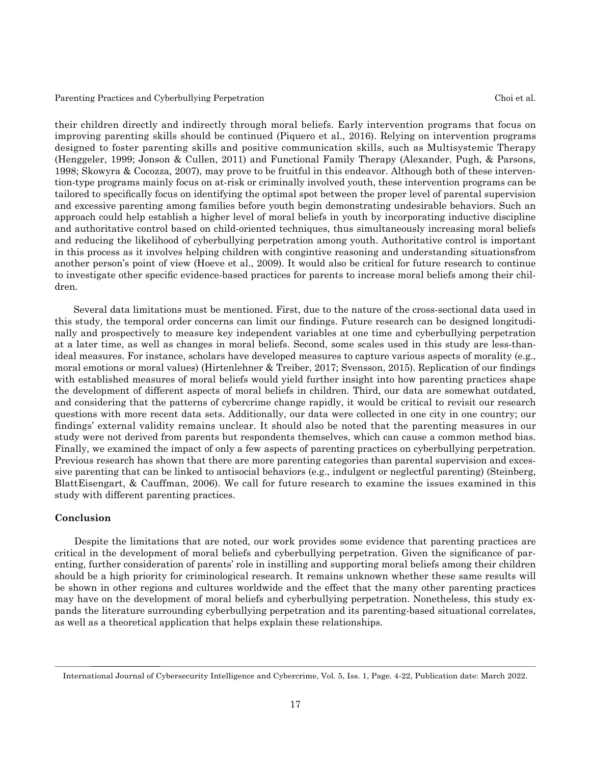their children directly and indirectly through moral beliefs. Early intervention programs that focus on improving parenting skills should be continued (Piquero et al., 2016). Relying on intervention programs designed to foster parenting skills and positive communication skills, such as Multisystemic Therapy (Henggeler, 1999; Jonson & Cullen, 2011) and Functional Family Therapy (Alexander, Pugh, & Parsons, 1998; Skowyra & Cocozza, 2007), may prove to be fruitful in this endeavor. Although both of these intervention-type programs mainly focus on at-risk or criminally involved youth, these intervention programs can be tailored to specifically focus on identifying the optimal spot between the proper level of parental supervision and excessive parenting among families before youth begin demonstrating undesirable behaviors. Such an approach could help establish a higher level of moral beliefs in youth by incorporating inductive discipline and authoritative control based on child-oriented techniques, thus simultaneously increasing moral beliefs and reducing the likelihood of cyberbullying perpetration among youth. Authoritative control is important in this process as it involves helping children with congintive reasoning and understanding situationsfrom another person's point of view (Hoeve et al., 2009). It would also be critical for future research to continue to investigate other specific evidence-based practices for parents to increase moral beliefs among their children.

Several data limitations must be mentioned. First, due to the nature of the cross-sectional data used in this study, the temporal order concerns can limit our findings. Future research can be designed longitudinally and prospectively to measure key independent variables at one time and cyberbullying perpetration at a later time, as well as changes in moral beliefs. Second, some scales used in this study are less-than-ideal measures. For instance, scholars have developed measures to capture various aspects of morality (e.g., moral emotions or moral values) (Hirtenlehner & Treiber, 2017; Svensson, 2015). Replication of our findings with established measures of moral beliefs would yield further insight into how parenting practices shape the development of different aspects of moral beliefs in children. Third, our data are somewhat outdated, and considering that the patterns of cybercrime change rapidly, it would be critical to revisit our research questions with more recent data sets. Additionally, our data were collected in one city in one country; our findings' external validity remains unclear. It should also be noted that the parenting measures in our study were not derived from parents but respondents themselves, which can cause a common method bias. Finally, we examined the impact of only a few aspects of parenting practices on cyberbullying perpetration. Previous research has shown that there are more parenting categories than parental supervision and excessive parenting that can be linked to antisocial behaviors (e.g., indulgent or neglectful parenting) (Steinberg, BlattEisengart, & Cauffman, 2006). We call for future research to examine the issues examined in this study with different parenting practices.

## Conclusion

Despite the limitations that are noted, our work provides some evidence that parenting practices are critical in the development of moral beliefs and cyberbullying perpetration. Given the significance of parenting, further consideration of parents' role in instilling and supporting moral beliefs among their children should be a high priority for criminological research. It remains unknown whether these same results will be shown in other regions and cultures worldwide and the effect that the many other parenting practices may have on the development of moral beliefs and cyberbullying perpetration. Nonetheless, this study expands the literature surrounding cyberbullying perpetration and its parenting-based situational correlates, as well as a theoretical application that helps explain these relationships.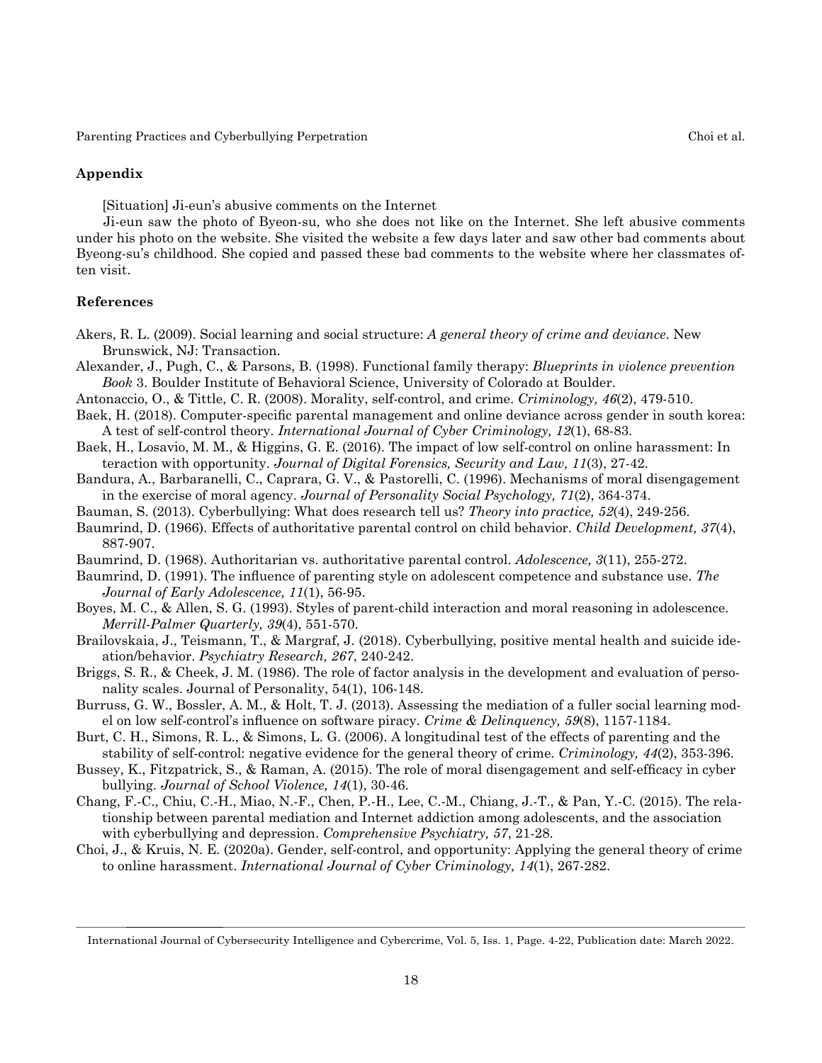## Appendix

[Situation] Ji-eun's abusive comments on the Internet

Ji-eun saw the photo of Byeon-su, who she does not like on the Internet. She left abusive comments under his photo on the website. She visited the website a few days later and saw other bad comments about Byeong-su's childhood. She copied and passed these bad comments to the website where her classmates often visit.

## References

Akers, R. L. (2009). Social learning and social structure: *A general theory of crime and deviance*. New Brunswick, NJ: Transaction.

Alexander, J., Pugh, C., & Parsons, B. (1998). Functional family therapy: *Blueprints in violence prevention Book* 3. Boulder Institute of Behavioral Science, University of Colorado at Boulder.

Antonaccio, O., & Tittle, C. R. (2008). Morality, self-control, and crime. *Criminology, 46*(2), 479-510.

Baek, H. (2018). Computer-specific parental management and online deviance across gender in south korea: A test of self-control theory. *International Journal of Cyber Criminology, 12*(1), 68-83.

Baek, H., Losavio, M. M., & Higgins, G. E. (2016). The impact of low self-control on online harassment: Interaction with opportunity. *Journal of Digital Forensics, Security and Law, 11*(3), 27-42.

Bandura, A., Barbaranelli, C., Caprara, G. V., & Pastorelli, C. (1996). Mechanisms of moral disengagement in the exercise of moral agency. *Journal of Personality Social Psychology, 71*(2), 364-374.

Bauman, S. (2013). Cyberbullying: What does research tell us? *Theory into practice, 52*(4), 249-256.

Baumrind, D. (1966). Effects of authoritative parental control on child behavior. *Child Development, 37*(4), 887-907.

Baumrind, D. (1968). Authoritarian vs. authoritative parental control. *Adolescence, 3*(11), 255-272.

Baumrind, D. (1991). The influence of parenting style on adolescent competence and substance use. *The Journal of Early Adolescence, 11*(1), 56-95.

Boyes, M. C., & Allen, S. G. (1993). Styles of parent-child interaction and moral reasoning in adolescence. *Merrill-Palmer Quarterly, 39*(4), 551-570.

Brailovskaia, J., Teismann, T., & Margraf, J. (2018). Cyberbullying, positive mental health and suicide ideation/behavior. *Psychiatry Research, 267*, 240-242.

Briggs, S. R., & Cheek, J. M. (1986). The role of factor analysis in the development and evaluation of personality scales. Journal of Personality, 54(1), 106-148.

Burruss, G. W., Bossler, A. M., & Holt, T. J. (2013). Assessing the mediation of a fuller social learning model on low self-control's influence on software piracy. *Crime & Delinquency, 59*(8), 1157-1184.

Burt, C. H., Simons, R. L., & Simons, L. G. (2006). A longitudinal test of the effects of parenting and the stability of self-control: negative evidence for the general theory of crime. *Criminology, 44*(2), 353-396.

Bussey, K., Fitzpatrick, S., & Raman, A. (2015). The role of moral disengagement and self-efficacy in cyber bullying. *Journal of School Violence, 14*(1), 30-46.

Chang, F.-C., Chiu, C.-H., Miao, N.-F., Chen, P.-H., Lee, C.-M., Chiang, J.-T., & Pan, Y.-C. (2015). The relationship between parental mediation and Internet addiction among adolescents, and the association with cyberbullying and depression. *Comprehensive Psychiatry, 57*, 21-28.

Choi, J., & Kruis, N. E. (2020a). Gender, self-control, and opportunity: Applying the general theory of crime to online harassment. *International Journal of Cyber Criminology, 14*(1), 267-282.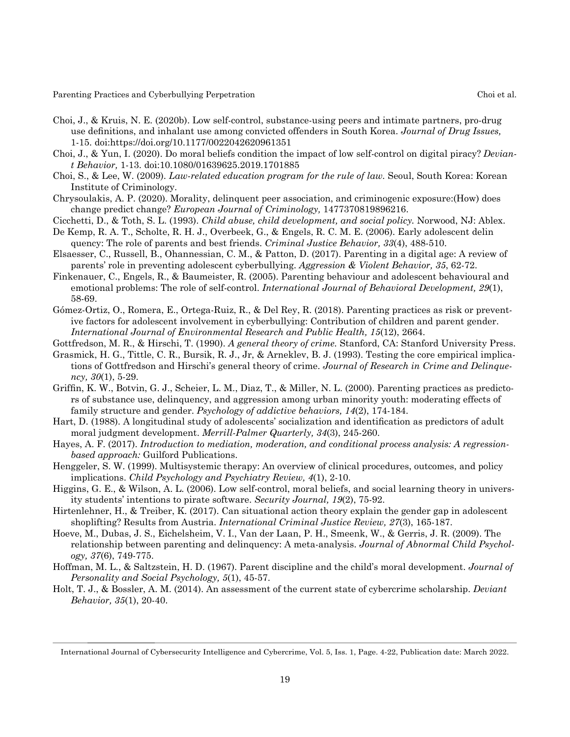Choi, J., & Kruis, N. E. (2020b). Low self-control, substance-using peers and intimate partners, pro-drug use definitions, and inhalant use among convicted offenders in South Korea. *Journal of Drug Issues,* 1-15. doi:https://doi.org/10.1177/0022042620961351

Choi, J., & Yun, I. (2020). Do moral beliefs condition the impact of low self-control on digital piracy? *Deviant Behavior,* 1-13. doi:10.1080/01639625.2019.1701885

Choi, S., & Lee, W. (2009). *Law-related education program for the rule of law.* Seoul, South Korea: Korean Institute of Criminology.

Chrysoulakis, A. P. (2020). Morality, delinquent peer association, and criminogenic exposure:(How) does change predict change? *European Journal of Criminology,* 1477370819896216.

Cicchetti, D., & Toth, S. L. (1993). *Child abuse, child development, and social policy.* Norwood, NJ: Ablex.

De Kemp, R. A. T., Scholte, R. H. J., Overbeek, G., & Engels, R. C. M. E. (2006). Early adolescent delin quency: The role of parents and best friends. *Criminal Justice Behavior, 33*(4), 488-510.

Elsaesser, C., Russell, B., Ohannessian, C. M., & Patton, D. (2017). Parenting in a digital age: A review of parents' role in preventing adolescent cyberbullying. *Aggression & Violent Behavior, 35*, 62-72.

Finkenauer, C., Engels, R., & Baumeister, R. (2005). Parenting behaviour and adolescent behavioural and emotional problems: The role of self-control. *International Journal of Behavioral Development, 29*(1), 58-69.

Gómez-Ortiz, O., Romera, E., Ortega-Ruiz, R., & Del Rey, R. (2018). Parenting practices as risk or preventive factors for adolescent involvement in cyberbullying: Contribution of children and parent gender. *International Journal of Environmental Research and Public Health, 15*(12), 2664.

Gottfredson, M. R., & Hirschi, T. (1990). *A general theory of crime.* Stanford, CA: Stanford University Press.

Grasmick, H. G., Tittle, C. R., Bursik, R. J., Jr, & Arneklev, B. J. (1993). Testing the core empirical implications of Gottfredson and Hirschi's general theory of crime. *Journal of Research in Crime and Delinquency, 30*(1), 5-29.

Griffin, K. W., Botvin, G. J., Scheier, L. M., Diaz, T., & Miller, N. L. (2000). Parenting practices as predictors of substance use, delinquency, and aggression among urban minority youth: moderating effects of family structure and gender. *Psychology of addictive behaviors, 14*(2), 174-184.

Hart, D. (1988). A longitudinal study of adolescents' socialization and identification as predictors of adult moral judgment development. *Merrill-Palmer Quarterly, 34*(3), 245-260.

Hayes, A. F. (2017). *Introduction to mediation, moderation, and conditional process analysis: A regression-based approach:* Guilford Publications.

Henggeler, S. W. (1999). Multisystemic therapy: An overview of clinical procedures, outcomes, and policy implications. *Child Psychology and Psychiatry Review, 4*(1), 2-10.

Higgins, G. E., & Wilson, A. L. (2006). Low self-control, moral beliefs, and social learning theory in university students' intentions to pirate software. *Security Journal, 19*(2), 75-92.

Hirtenlehner, H., & Treiber, K. (2017). Can situational action theory explain the gender gap in adolescent shoplifting? Results from Austria. *International Criminal Justice Review, 27*(3), 165-187.

Hoeve, M., Dubas, J. S., Eichelsheim, V. I., Van der Laan, P. H., Smeenk, W., & Gerris, J. R. (2009). The relationship between parenting and delinquency: A meta-analysis. *Journal of Abnormal Child Psychology, 37*(6), 749-775.

Hoffman, M. L., & Saltzstein, H. D. (1967). Parent discipline and the child's moral development. *Journal of Personality and Social Psychology, 5*(1), 45-57.

Holt, T. J., & Bossler, A. M. (2014). An assessment of the current state of cybercrime scholarship. *Deviant Behavior, 35*(1), 20-40.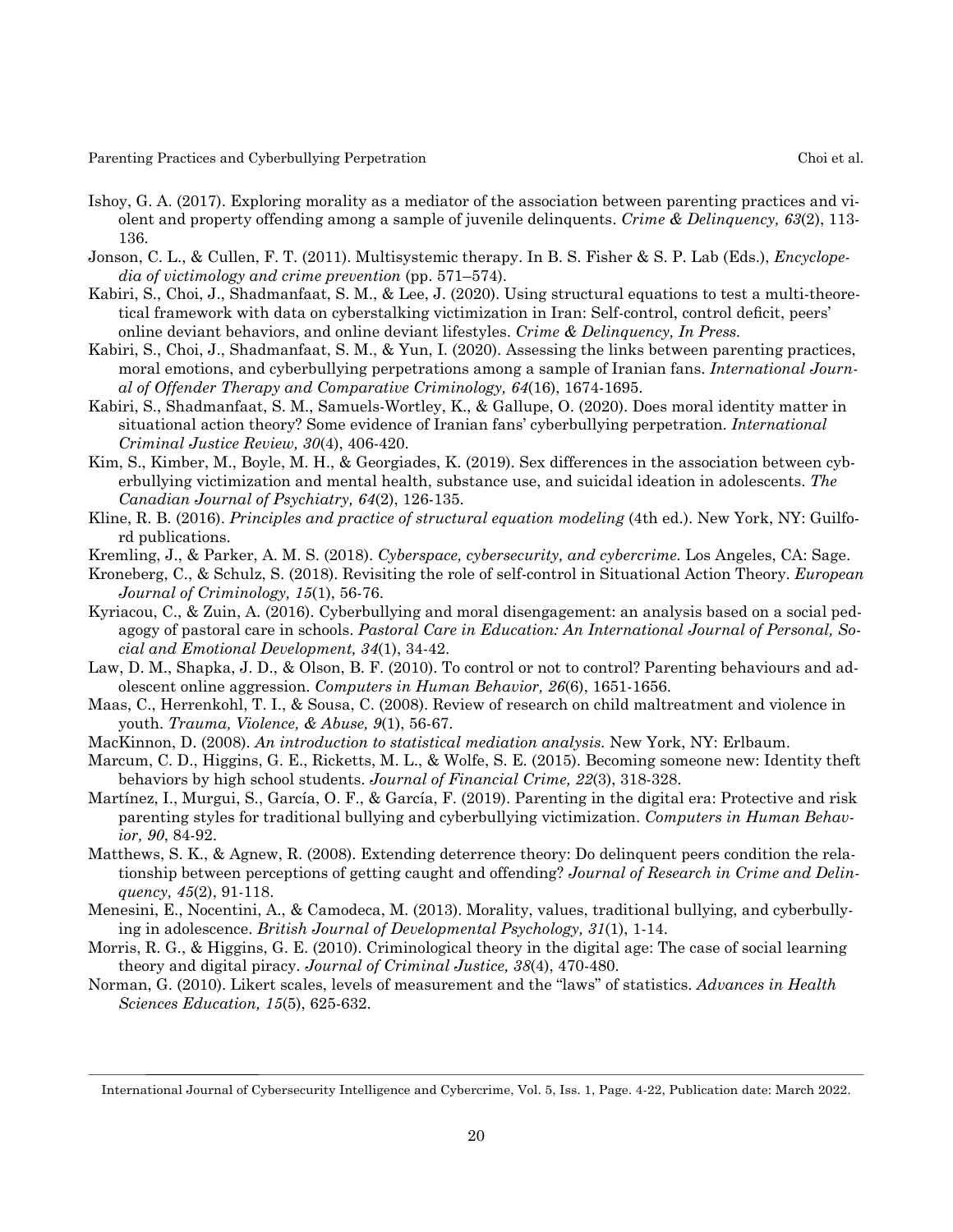Ishoy, G. A. (2017). Exploring morality as a mediator of the association between parenting practices and violent and property offending among a sample of juvenile delinquents. *Crime & Delinquency, 63*(2), 113-136.

Jonson, C. L., & Cullen, F. T. (2011). Multisystemic therapy. In B. S. Fisher & S. P. Lab (Eds.), *Encyclopedia of victimology and crime prevention* (pp. 571–574).

Kabiri, S., Choi, J., Shadmanfaat, S. M., & Lee, J. (2020). Using structural equations to test a multi-theoretical framework with data on cyberstalking victimization in Iran: Self-control, control deficit, peers' online deviant behaviors, and online deviant lifestyles. *Crime & Delinquency, In Press.*

Kabiri, S., Choi, J., Shadmanfaat, S. M., & Yun, I. (2020). Assessing the links between parenting practices, moral emotions, and cyberbullying perpetrations among a sample of Iranian fans. *International Journal of Offender Therapy and Comparative Criminology, 64*(16), 1674-1695.

Kabiri, S., Shadmanfaat, S. M., Samuels-Wortley, K., & Gallupe, O. (2020). Does moral identity matter in situational action theory? Some evidence of Iranian fans' cyberbullying perpetration. *International Criminal Justice Review, 30*(4), 406-420.

Kim, S., Kimber, M., Boyle, M. H., & Georgiades, K. (2019). Sex differences in the association between cyberbullying victimization and mental health, substance use, and suicidal ideation in adolescents. *The Canadian Journal of Psychiatry, 64*(2), 126-135.

Kline, R. B. (2016). *Principles and practice of structural equation modeling* (4th ed.). New York, NY: Guilford publications.

Kremling, J., & Parker, A. M. S. (2018). *Cyberspace, cybersecurity, and cybercrime.* Los Angeles, CA: Sage.

Kroneberg, C., & Schulz, S. (2018). Revisiting the role of self-control in Situational Action Theory. *European Journal of Criminology, 15*(1), 56-76.

Kyriacou, C., & Zuin, A. (2016). Cyberbullying and moral disengagement: an analysis based on a social pedagogy of pastoral care in schools. *Pastoral Care in Education: An International Journal of Personal, Social and Emotional Development, 34*(1), 34-42.

Law, D. M., Shapka, J. D., & Olson, B. F. (2010). To control or not to control? Parenting behaviours and adolescent online aggression. *Computers in Human Behavior, 26*(6), 1651-1656.

Maas, C., Herrenkohl, T. I., & Sousa, C. (2008). Review of research on child maltreatment and violence in youth. *Trauma, Violence, & Abuse, 9*(1), 56-67.

MacKinnon, D. (2008). *An introduction to statistical mediation analysis.* New York, NY: Erlbaum.

Marcum, C. D., Higgins, G. E., Ricketts, M. L., & Wolfe, S. E. (2015). Becoming someone new: Identity theft behaviors by high school students. *Journal of Financial Crime, 22*(3), 318-328.

Martínez, I., Murgui, S., García, O. F., & García, F. (2019). Parenting in the digital era: Protective and risk parenting styles for traditional bullying and cyberbullying victimization. *Computers in Human Behavior, 90*, 84-92.

Matthews, S. K., & Agnew, R. (2008). Extending deterrence theory: Do delinquent peers condition the relationship between perceptions of getting caught and offending? *Journal of Research in Crime and Delinquency, 45*(2), 91-118.

Menesini, E., Nocentini, A., & Camodeca, M. (2013). Morality, values, traditional bullying, and cyberbullying in adolescence. *British Journal of Developmental Psychology, 31*(1), 1-14.

Morris, R. G., & Higgins, G. E. (2010). Criminological theory in the digital age: The case of social learning theory and digital piracy. *Journal of Criminal Justice, 38*(4), 470-480.

Norman, G. (2010). Likert scales, levels of measurement and the "laws" of statistics. *Advances in Health Sciences Education, 15*(5), 625-632.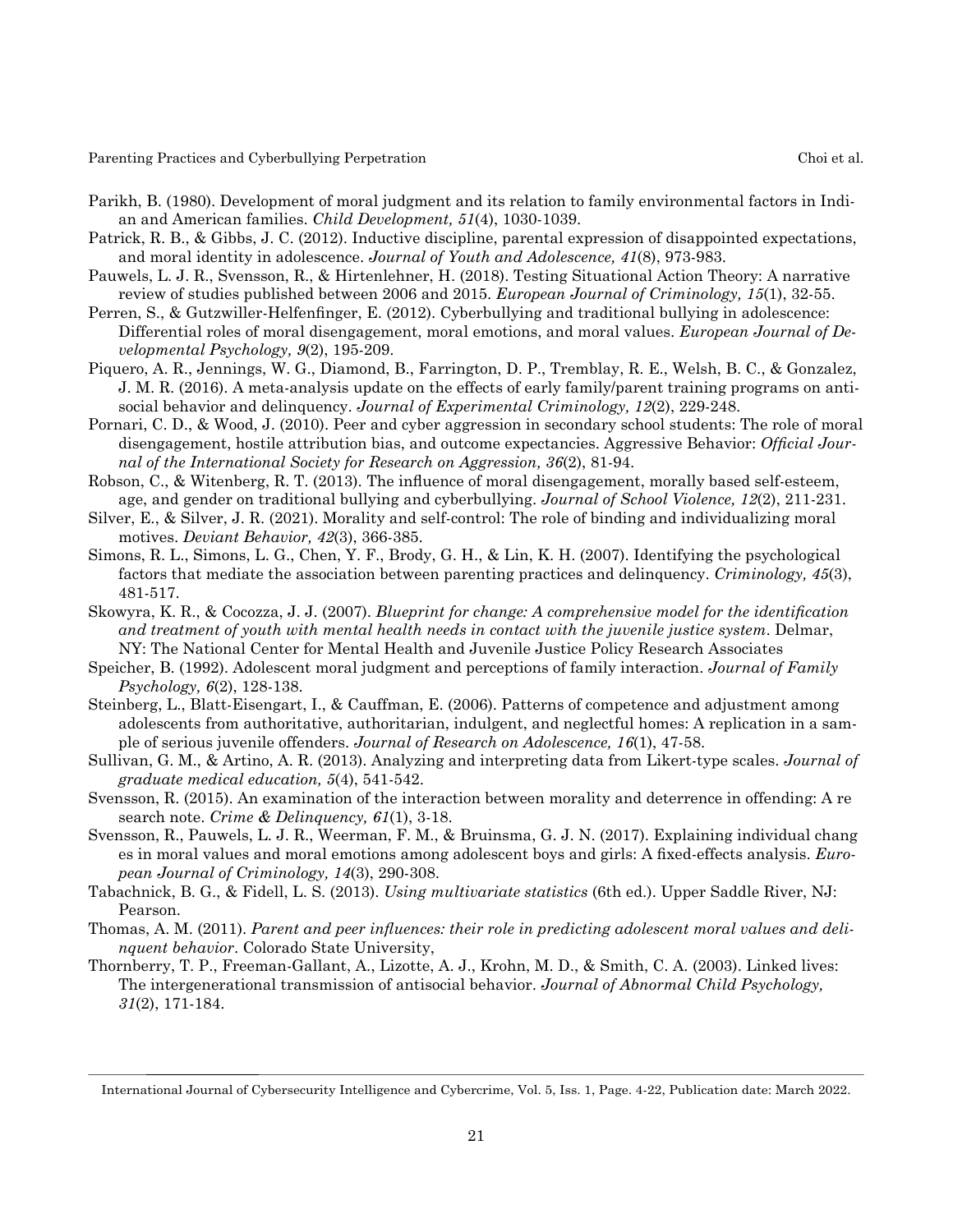Parikh, B. (1980). Development of moral judgment and its relation to family environmental factors in Indian and American families. *Child Development, 51*(4), 1030-1039.

Patrick, R. B., & Gibbs, J. C. (2012). Inductive discipline, parental expression of disappointed expectations, and moral identity in adolescence. *Journal of Youth and Adolescence, 41*(8), 973-983.

Pauwels, L. J. R., Svensson, R., & Hirtenlehner, H. (2018). Testing Situational Action Theory: A narrative review of studies published between 2006 and 2015. *European Journal of Criminology, 15*(1), 32-55.

Perren, S., & Gutzwiller-Helfenfinger, E. (2012). Cyberbullying and traditional bullying in adolescence: Differential roles of moral disengagement, moral emotions, and moral values. *European Journal of Developmental Psychology, 9*(2), 195-209.

Piquero, A. R., Jennings, W. G., Diamond, B., Farrington, D. P., Tremblay, R. E., Welsh, B. C., & Gonzalez, J. M. R. (2016). A meta-analysis update on the effects of early family/parent training programs on antisocial behavior and delinquency. *Journal of Experimental Criminology, 12*(2), 229-248.

Pornari, C. D., & Wood, J. (2010). Peer and cyber aggression in secondary school students: The role of moral disengagement, hostile attribution bias, and outcome expectancies. Aggressive Behavior: *Official Journal of the International Society for Research on Aggression, 36*(2), 81-94.

Robson, C., & Witenberg, R. T. (2013). The influence of moral disengagement, morally based self-esteem, age, and gender on traditional bullying and cyberbullying. *Journal of School Violence, 12*(2), 211-231.

Silver, E., & Silver, J. R. (2021). Morality and self-control: The role of binding and individualizing moral motives. *Deviant Behavior, 42*(3), 366-385.

Simons, R. L., Simons, L. G., Chen, Y. F., Brody, G. H., & Lin, K. H. (2007). Identifying the psychological factors that mediate the association between parenting practices and delinquency. *Criminology, 45*(3), 481-517.

Skowyra, K. R., & Cocozza, J. J. (2007). *Blueprint for change: A comprehensive model for the identification and treatment of youth with mental health needs in contact with the juvenile justice system*. Delmar, NY: The National Center for Mental Health and Juvenile Justice Policy Research Associates

Speicher, B. (1992). Adolescent moral judgment and perceptions of family interaction. *Journal of Family Psychology, 6*(2), 128-138.

Steinberg, L., Blatt-Eisengart, I., & Cauffman, E. (2006). Patterns of competence and adjustment among adolescents from authoritative, authoritarian, indulgent, and neglectful homes: A replication in a sample of serious juvenile offenders. *Journal of Research on Adolescence, 16*(1), 47-58.

Sullivan, G. M., & Artino, A. R. (2013). Analyzing and interpreting data from Likert-type scales. *Journal of graduate medical education, 5*(4), 541-542.

Svensson, R. (2015). An examination of the interaction between morality and deterrence in offending: A re search note. *Crime & Delinquency, 61*(1), 3-18.

Svensson, R., Pauwels, L. J. R., Weerman, F. M., & Bruinsma, G. J. N. (2017). Explaining individual chang es in moral values and moral emotions among adolescent boys and girls: A fixed-effects analysis. *European Journal of Criminology, 14*(3), 290-308.

Tabachnick, B. G., & Fidell, L. S. (2013). *Using multivariate statistics* (6th ed.). Upper Saddle River, NJ: Pearson.

Thomas, A. M. (2011). *Parent and peer influences: their role in predicting adolescent moral values and delinquent behavior*. Colorado State University,

Thornberry, T. P., Freeman-Gallant, A., Lizotte, A. J., Krohn, M. D., & Smith, C. A. (2003). Linked lives: The intergenerational transmission of antisocial behavior. *Journal of Abnormal Child Psychology, 31*(2), 171-184.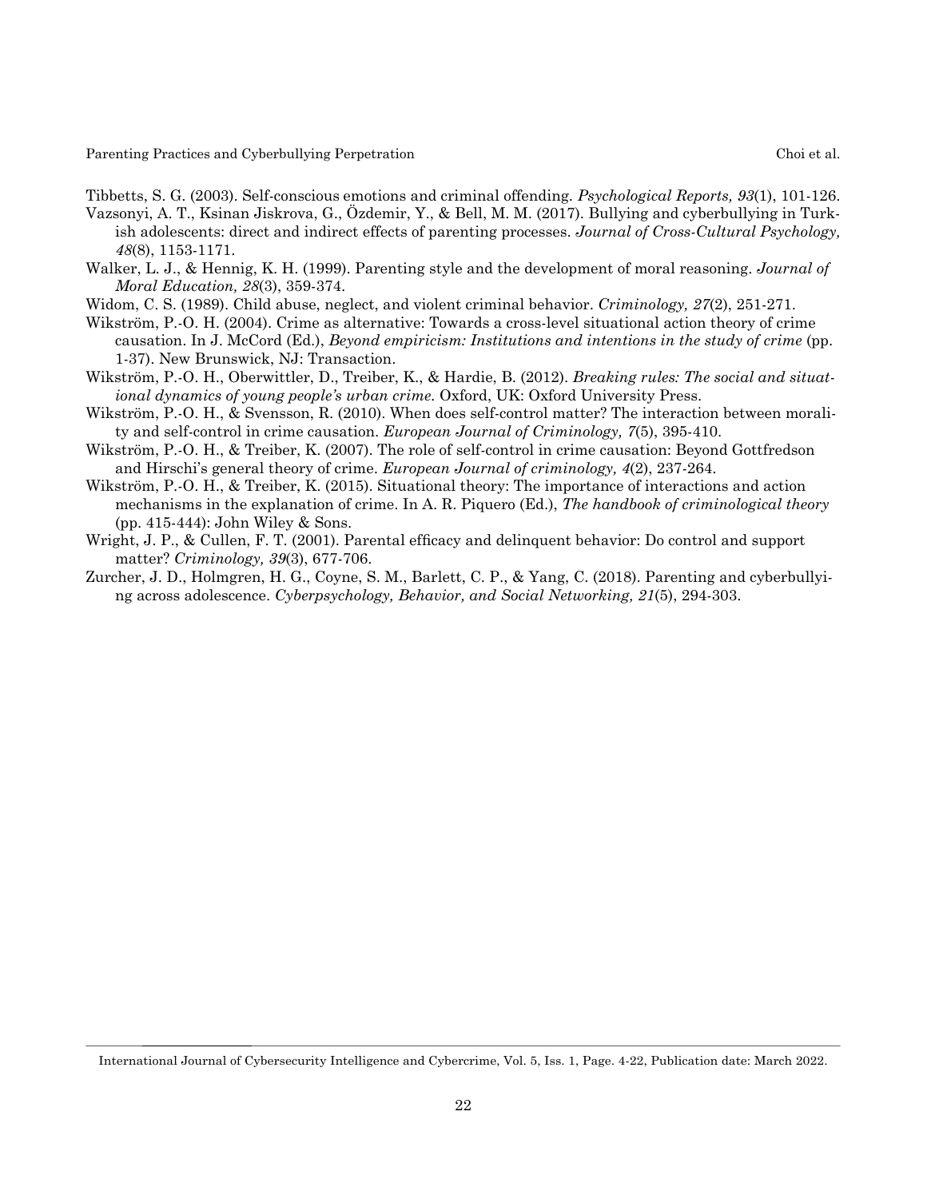Tibbetts, S. G. (2003). Self-conscious emotions and criminal offending. *Psychological Reports, 93*(1), 101-126.

Vazsonyi, A. T., Ksinan Jiskrova, G., Özdemir, Y., & Bell, M. M. (2017). Bullying and cyberbullying in Turkish adolescents: direct and indirect effects of parenting processes. *Journal of Cross-Cultural Psychology, 48*(8), 1153-1171.

Walker, L. J., & Hennig, K. H. (1999). Parenting style and the development of moral reasoning. *Journal of Moral Education, 28*(3), 359-374.

Widom, C. S. (1989). Child abuse, neglect, and violent criminal behavior. *Criminology, 27*(2), 251-271.

Wikström, P.-O. H. (2004). Crime as alternative: Towards a cross-level situational action theory of crime causation. In J. McCord (Ed.), *Beyond empiricism: Institutions and intentions in the study of crime* (pp. 1-37). New Brunswick, NJ: Transaction.

Wikström, P.-O. H., Oberwittler, D., Treiber, K., & Hardie, B. (2012). *Breaking rules: The social and situational dynamics of young people's urban crime.* Oxford, UK: Oxford University Press.

Wikström, P.-O. H., & Svensson, R. (2010). When does self-control matter? The interaction between morality and self-control in crime causation. *European Journal of Criminology, 7*(5), 395-410.

Wikström, P.-O. H., & Treiber, K. (2007). The role of self-control in crime causation: Beyond Gottfredson and Hirschi's general theory of crime. *European Journal of criminology, 4*(2), 237-264.

Wikström, P.-O. H., & Treiber, K. (2015). Situational theory: The importance of interactions and action mechanisms in the explanation of crime. In A. R. Piquero (Ed.), *The handbook of criminological theory* (pp. 415-444): John Wiley & Sons.

Wright, J. P., & Cullen, F. T. (2001). Parental efficacy and delinquent behavior: Do control and support matter? *Criminology, 39*(3), 677-706.

Zurcher, J. D., Holmgren, H. G., Coyne, S. M., Barlett, C. P., & Yang, C. (2018). Parenting and cyberbullying across adolescence. *Cyberpsychology, Behavior, and Social Networking, 21*(5), 294-303.